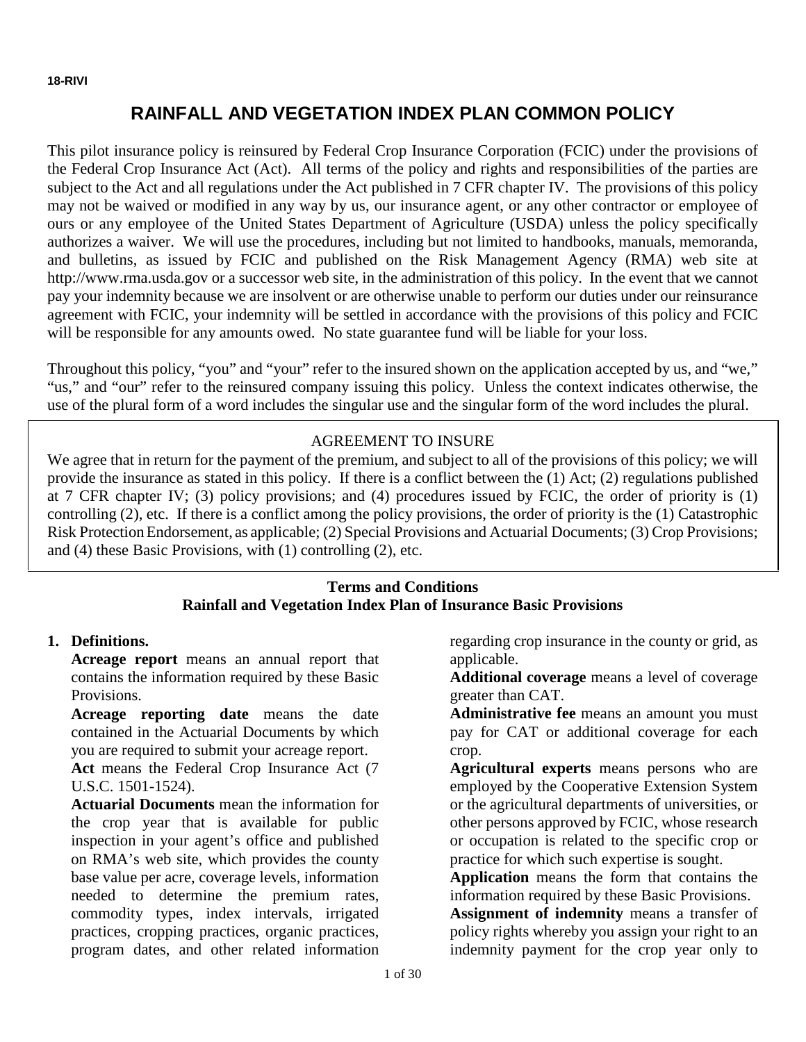18-RIVI

# RAINFALL AND VEGETATION INDEX PLAN COMMON POLICY

This pilot insurance policy is reinsured by Federal Crop Insurance Corporation (FCIC) under the provisions of the Federal Crop Insurance Act (Act). All terms of the policy and rights and responsibilities of the parties are subject to the Act and all regulations under the Act published in 7 CFR chapter IV. The provisions of this policy may not be waived or modified in any way by us, our insurance agent, or any other contractor or employee of ours or any employee of the United States Department of Agriculture (USDA) unless the policy specifically authorizes a waiver. We will use the procedures, including but not limited to handbooks, manuals, memoranda, and bulletins, as issued by FCIC and published on the Risk Management Agency (RMA) web site at http://www.rma.usda.gov or a successor web site, in the administration of this policy. In the event that we cannot pay your indemnity because we are insolvent or are otherwise unable to perform our duties under our reinsurance agreement with FCIC, your indemnity will be settled in accordance with the provisions of this policy and FCIC will be responsible for any amounts owed. No state guarantee fund will be liable for your loss.

Throughout this policy, "you" and "your" refer to the insured shown on the application accepted by us, and "we," "us," and "our" refer to the reinsured company issuing this policy. Unless the context indicates otherwise, the use of the plural form of a word includes the singular use and the singular form of the word includes the plural.

AGREEMENT TO INSURE

We agree that in return for the payment of the premium, and subject to all of the provisions of this policy; we will provide the insurance as stated in this policy. If there is a conflict between the (1) Act; (2) regulations published at 7 CFR chapter IV; (3) policy provisions; and (4) procedures issued by FCIC, the order of priority is (1) controlling (2), etc. If there is a conflict among the policy provisions, the order of priority is the (1) Catastrophic Risk Protection Endorsement, as applicable; (2) Special Provisions and Actuarial Documents; (3) Crop Provisions; and (4) these Basic Provisions, with (1) controlling (2), etc.

**Terms and Conditions**
**Rainfall and Vegetation Index Plan of Insurance Basic Provisions**

**1. Definitions.**

**Acreage report** means an annual report that contains the information required by these Basic Provisions.

**Acreage reporting date** means the date contained in the Actuarial Documents by which you are required to submit your acreage report.

**Act** means the Federal Crop Insurance Act (7 U.S.C. 1501-1524).

**Actuarial Documents** mean the information for the crop year that is available for public inspection in your agent's office and published on RMA's web site, which provides the county base value per acre, coverage levels, information needed to determine the premium rates, commodity types, index intervals, irrigated practices, cropping practices, organic practices, program dates, and other related information regarding crop insurance in the county or grid, as applicable.

**Additional coverage** means a level of coverage greater than CAT.

**Administrative fee** means an amount you must pay for CAT or additional coverage for each crop.

**Agricultural experts** means persons who are employed by the Cooperative Extension System or the agricultural departments of universities, or other persons approved by FCIC, whose research or occupation is related to the specific crop or practice for which such expertise is sought.

**Application** means the form that contains the information required by these Basic Provisions.

**Assignment of indemnity** means a transfer of policy rights whereby you assign your right to an indemnity payment for the crop year only to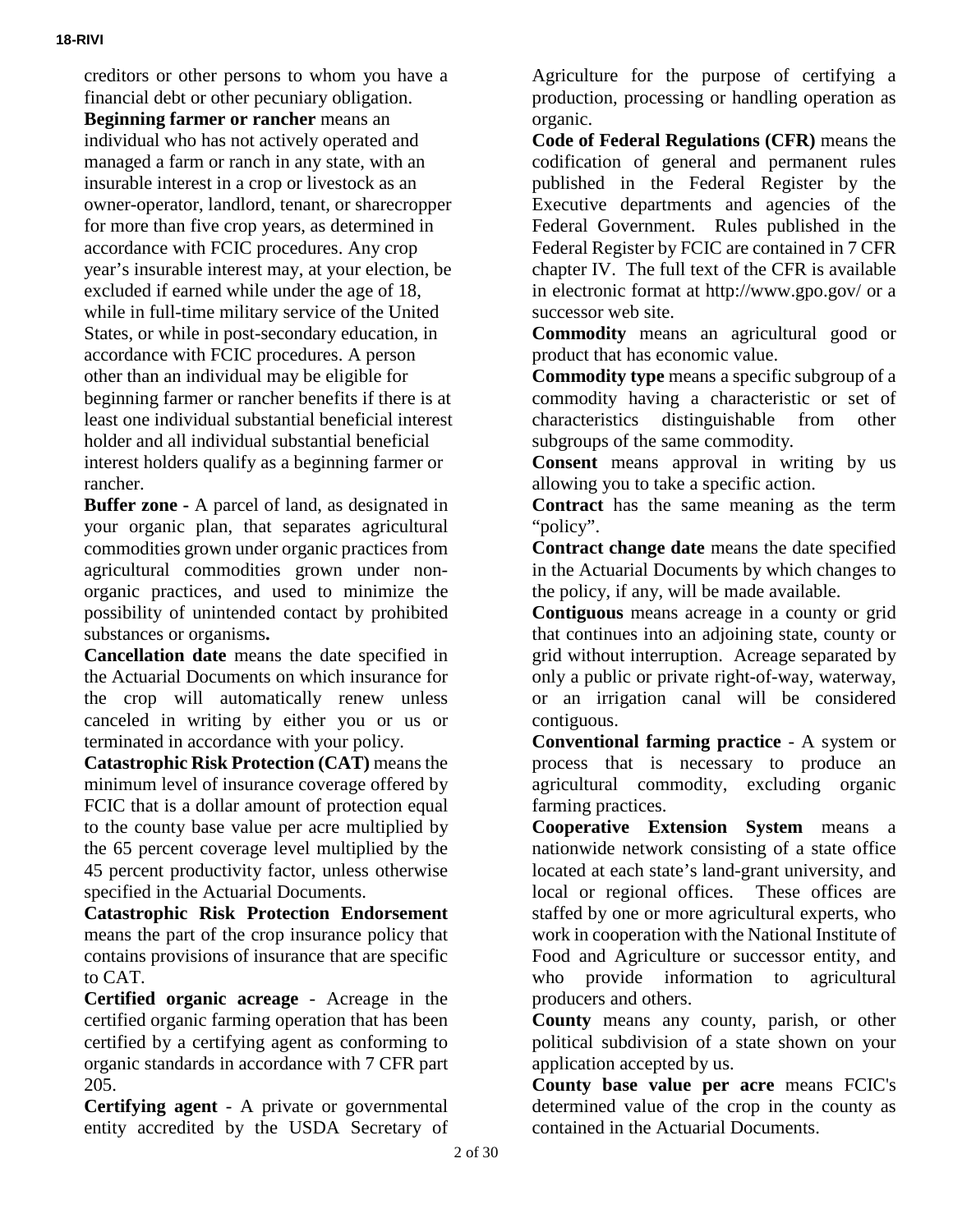creditors or other persons to whom you have a financial debt or other pecuniary obligation.

**Beginning farmer or rancher** means an individual who has not actively operated and managed a farm or ranch in any state, with an insurable interest in a crop or livestock as an owner-operator, landlord, tenant, or sharecropper for more than five crop years, as determined in accordance with FCIC procedures. Any crop year's insurable interest may, at your election, be excluded if earned while under the age of 18, while in full-time military service of the United States, or while in post-secondary education, in accordance with FCIC procedures. A person other than an individual may be eligible for beginning farmer or rancher benefits if there is at least one individual substantial beneficial interest holder and all individual substantial beneficial interest holders qualify as a beginning farmer or rancher.

**Buffer zone -** A parcel of land, as designated in your organic plan, that separates agricultural commodities grown under organic practices from agricultural commodities grown under non-organic practices, and used to minimize the possibility of unintended contact by prohibited substances or organisms**.**

**Cancellation date** means the date specified in the Actuarial Documents on which insurance for the crop will automatically renew unless canceled in writing by either you or us or terminated in accordance with your policy.

**Catastrophic Risk Protection (CAT)** means the minimum level of insurance coverage offered by FCIC that is a dollar amount of protection equal to the county base value per acre multiplied by the 65 percent coverage level multiplied by the 45 percent productivity factor, unless otherwise specified in the Actuarial Documents.

**Catastrophic Risk Protection Endorsement** means the part of the crop insurance policy that contains provisions of insurance that are specific to CAT.

**Certified organic acreage** - Acreage in the certified organic farming operation that has been certified by a certifying agent as conforming to organic standards in accordance with 7 CFR part 205.

**Certifying agent** - A private or governmental entity accredited by the USDA Secretary of Agriculture for the purpose of certifying a production, processing or handling operation as organic.

**Code of Federal Regulations (CFR)** means the codification of general and permanent rules published in the Federal Register by the Executive departments and agencies of the Federal Government. Rules published in the Federal Register by FCIC are contained in 7 CFR chapter IV. The full text of the CFR is available in electronic format at http://www.gpo.gov/ or a successor web site.

**Commodity** means an agricultural good or product that has economic value.

**Commodity type** means a specific subgroup of a commodity having a characteristic or set of characteristics distinguishable from other subgroups of the same commodity.

**Consent** means approval in writing by us allowing you to take a specific action.

**Contract** has the same meaning as the term "policy".

**Contract change date** means the date specified in the Actuarial Documents by which changes to the policy, if any, will be made available.

**Contiguous** means acreage in a county or grid that continues into an adjoining state, county or grid without interruption. Acreage separated by only a public or private right-of-way, waterway, or an irrigation canal will be considered contiguous.

**Conventional farming practice** - A system or process that is necessary to produce an agricultural commodity, excluding organic farming practices.

**Cooperative Extension System** means a nationwide network consisting of a state office located at each state's land-grant university, and local or regional offices. These offices are staffed by one or more agricultural experts, who work in cooperation with the National Institute of Food and Agriculture or successor entity, and who provide information to agricultural producers and others.

**County** means any county, parish, or other political subdivision of a state shown on your application accepted by us.

**County base value per acre** means FCIC's determined value of the crop in the county as contained in the Actuarial Documents.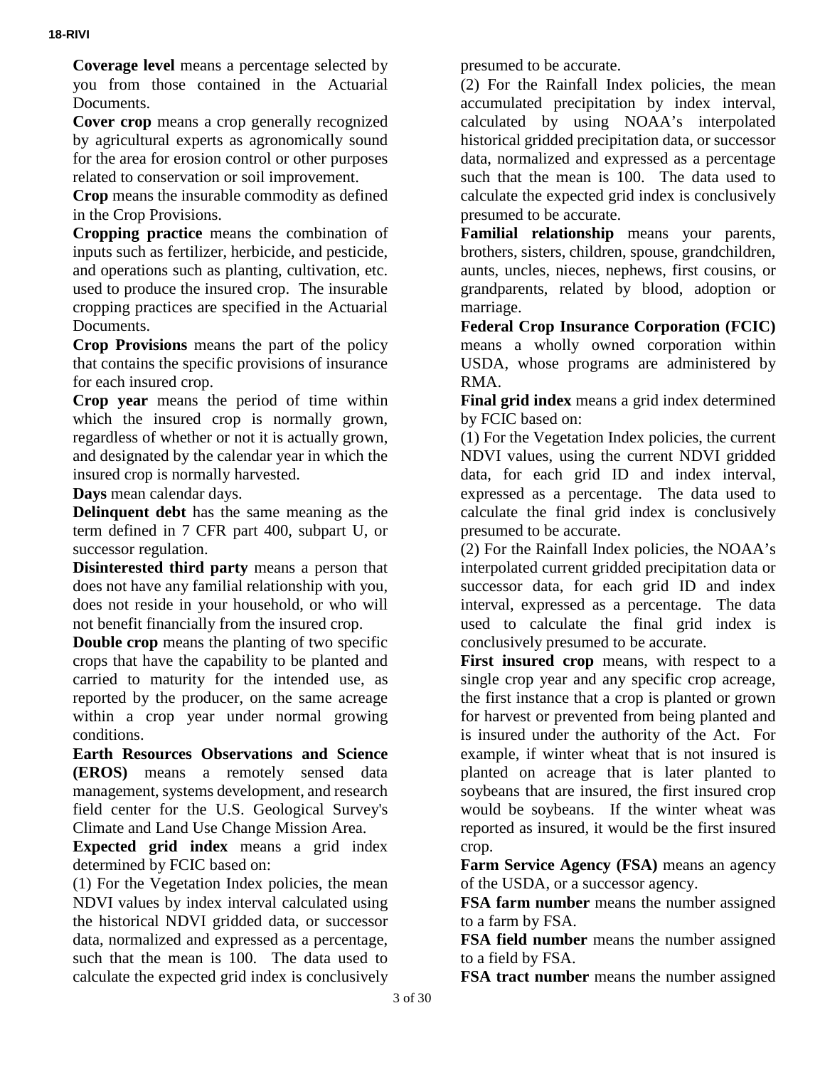**Coverage level** means a percentage selected by you from those contained in the Actuarial Documents.

**Cover crop** means a crop generally recognized by agricultural experts as agronomically sound for the area for erosion control or other purposes related to conservation or soil improvement.

**Crop** means the insurable commodity as defined in the Crop Provisions.

**Cropping practice** means the combination of inputs such as fertilizer, herbicide, and pesticide, and operations such as planting, cultivation, etc. used to produce the insured crop. The insurable cropping practices are specified in the Actuarial Documents.

**Crop Provisions** means the part of the policy that contains the specific provisions of insurance for each insured crop.

**Crop year** means the period of time within which the insured crop is normally grown, regardless of whether or not it is actually grown, and designated by the calendar year in which the insured crop is normally harvested.

**Days** mean calendar days.

**Delinquent debt** has the same meaning as the term defined in 7 CFR part 400, subpart U, or successor regulation.

**Disinterested third party** means a person that does not have any familial relationship with you, does not reside in your household, or who will not benefit financially from the insured crop.

**Double crop** means the planting of two specific crops that have the capability to be planted and carried to maturity for the intended use, as reported by the producer, on the same acreage within a crop year under normal growing conditions.

**Earth Resources Observations and Science (EROS)** means a remotely sensed data management, systems development, and research field center for the U.S. Geological Survey's Climate and Land Use Change Mission Area.

**Expected grid index** means a grid index determined by FCIC based on:

(1) For the Vegetation Index policies, the mean NDVI values by index interval calculated using the historical NDVI gridded data, or successor data, normalized and expressed as a percentage, such that the mean is 100. The data used to calculate the expected grid index is conclusively presumed to be accurate.

(2) For the Rainfall Index policies, the mean accumulated precipitation by index interval, calculated by using NOAA's interpolated historical gridded precipitation data, or successor data, normalized and expressed as a percentage such that the mean is 100. The data used to calculate the expected grid index is conclusively presumed to be accurate.

**Familial relationship** means your parents, brothers, sisters, children, spouse, grandchildren, aunts, uncles, nieces, nephews, first cousins, or grandparents, related by blood, adoption or marriage.

**Federal Crop Insurance Corporation (FCIC)** means a wholly owned corporation within USDA, whose programs are administered by RMA.

**Final grid index** means a grid index determined by FCIC based on:

(1) For the Vegetation Index policies, the current NDVI values, using the current NDVI gridded data, for each grid ID and index interval, expressed as a percentage. The data used to calculate the final grid index is conclusively presumed to be accurate.

(2) For the Rainfall Index policies, the NOAA's interpolated current gridded precipitation data or successor data, for each grid ID and index interval, expressed as a percentage. The data used to calculate the final grid index is conclusively presumed to be accurate.

**First insured crop** means, with respect to a single crop year and any specific crop acreage, the first instance that a crop is planted or grown for harvest or prevented from being planted and is insured under the authority of the Act. For example, if winter wheat that is not insured is planted on acreage that is later planted to soybeans that are insured, the first insured crop would be soybeans. If the winter wheat was reported as insured, it would be the first insured crop.

**Farm Service Agency (FSA)** means an agency of the USDA, or a successor agency.

**FSA farm number** means the number assigned to a farm by FSA.

**FSA field number** means the number assigned to a field by FSA.

**FSA tract number** means the number assigned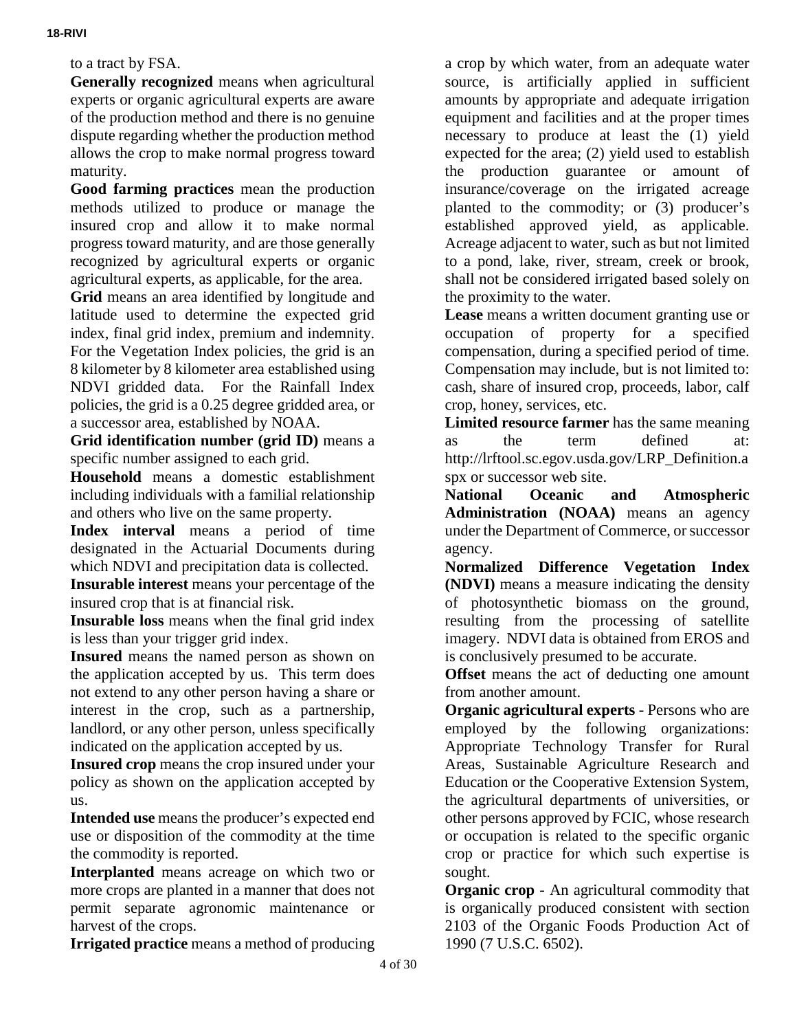to a tract by FSA.

**Generally recognized** means when agricultural experts or organic agricultural experts are aware of the production method and there is no genuine dispute regarding whether the production method allows the crop to make normal progress toward maturity.

**Good farming practices** mean the production methods utilized to produce or manage the insured crop and allow it to make normal progress toward maturity, and are those generally recognized by agricultural experts or organic agricultural experts, as applicable, for the area.

**Grid** means an area identified by longitude and latitude used to determine the expected grid index, final grid index, premium and indemnity. For the Vegetation Index policies, the grid is an 8 kilometer by 8 kilometer area established using NDVI gridded data. For the Rainfall Index policies, the grid is a 0.25 degree gridded area, or a successor area, established by NOAA.

**Grid identification number (grid ID)** means a specific number assigned to each grid.

**Household** means a domestic establishment including individuals with a familial relationship and others who live on the same property.

**Index interval** means a period of time designated in the Actuarial Documents during which NDVI and precipitation data is collected.

**Insurable interest** means your percentage of the insured crop that is at financial risk.

**Insurable loss** means when the final grid index is less than your trigger grid index.

**Insured** means the named person as shown on the application accepted by us. This term does not extend to any other person having a share or interest in the crop, such as a partnership, landlord, or any other person, unless specifically indicated on the application accepted by us.

**Insured crop** means the crop insured under your policy as shown on the application accepted by us.

**Intended use** means the producer's expected end use or disposition of the commodity at the time the commodity is reported.

**Interplanted** means acreage on which two or more crops are planted in a manner that does not permit separate agronomic maintenance or harvest of the crops.

**Irrigated practice** means a method of producing a crop by which water, from an adequate water source, is artificially applied in sufficient amounts by appropriate and adequate irrigation equipment and facilities and at the proper times necessary to produce at least the (1) yield expected for the area; (2) yield used to establish the production guarantee or amount of insurance/coverage on the irrigated acreage planted to the commodity; or (3) producer's established approved yield, as applicable. Acreage adjacent to water, such as but not limited to a pond, lake, river, stream, creek or brook, shall not be considered irrigated based solely on the proximity to the water.

**Lease** means a written document granting use or occupation of property for a specified compensation, during a specified period of time. Compensation may include, but is not limited to: cash, share of insured crop, proceeds, labor, calf crop, honey, services, etc.

**Limited resource farmer** has the same meaning as the term defined at: http://lrftool.sc.egov.usda.gov/LRP_Definition.aspx or successor web site.

**National Oceanic and Atmospheric Administration (NOAA)** means an agency under the Department of Commerce, or successor agency.

**Normalized Difference Vegetation Index (NDVI)** means a measure indicating the density of photosynthetic biomass on the ground, resulting from the processing of satellite imagery. NDVI data is obtained from EROS and is conclusively presumed to be accurate.

**Offset** means the act of deducting one amount from another amount.

**Organic agricultural experts -** Persons who are employed by the following organizations: Appropriate Technology Transfer for Rural Areas, Sustainable Agriculture Research and Education or the Cooperative Extension System, the agricultural departments of universities, or other persons approved by FCIC, whose research or occupation is related to the specific organic crop or practice for which such expertise is sought.

**Organic crop -** An agricultural commodity that is organically produced consistent with section 2103 of the Organic Foods Production Act of 1990 (7 U.S.C. 6502).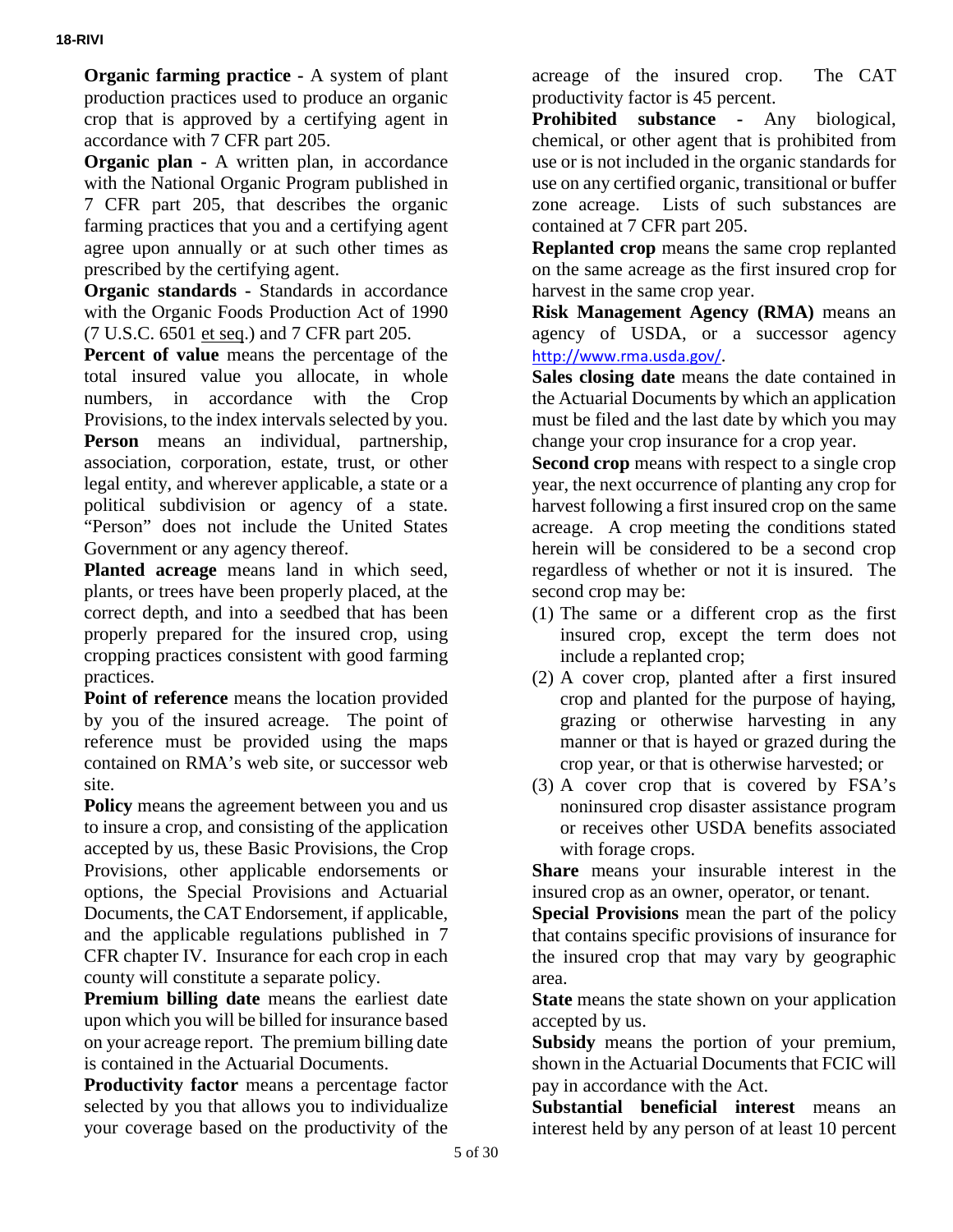**Organic farming practice -** A system of plant production practices used to produce an organic crop that is approved by a certifying agent in accordance with 7 CFR part 205.

**Organic plan -** A written plan, in accordance with the National Organic Program published in 7 CFR part 205, that describes the organic farming practices that you and a certifying agent agree upon annually or at such other times as prescribed by the certifying agent.

**Organic standards -** Standards in accordance with the Organic Foods Production Act of 1990 (7 U.S.C. 6501 et seq.) and 7 CFR part 205.

**Percent of value** means the percentage of the total insured value you allocate, in whole numbers, in accordance with the Crop Provisions, to the index intervals selected by you.

**Person** means an individual, partnership, association, corporation, estate, trust, or other legal entity, and wherever applicable, a state or a political subdivision or agency of a state. "Person" does not include the United States Government or any agency thereof.

**Planted acreage** means land in which seed, plants, or trees have been properly placed, at the correct depth, and into a seedbed that has been properly prepared for the insured crop, using cropping practices consistent with good farming practices.

**Point of reference** means the location provided by you of the insured acreage. The point of reference must be provided using the maps contained on RMA's web site, or successor web site.

**Policy** means the agreement between you and us to insure a crop, and consisting of the application accepted by us, these Basic Provisions, the Crop Provisions, other applicable endorsements or options, the Special Provisions and Actuarial Documents, the CAT Endorsement, if applicable, and the applicable regulations published in 7 CFR chapter IV. Insurance for each crop in each county will constitute a separate policy.

**Premium billing date** means the earliest date upon which you will be billed for insurance based on your acreage report. The premium billing date is contained in the Actuarial Documents.

**Productivity factor** means a percentage factor selected by you that allows you to individualize your coverage based on the productivity of the acreage of the insured crop. The CAT productivity factor is 45 percent.

**Prohibited substance -** Any biological, chemical, or other agent that is prohibited from use or is not included in the organic standards for use on any certified organic, transitional or buffer zone acreage. Lists of such substances are contained at 7 CFR part 205.

**Replanted crop** means the same crop replanted on the same acreage as the first insured crop for harvest in the same crop year.

**Risk Management Agency (RMA)** means an agency of USDA, or a successor agency http://www.rma.usda.gov/.

**Sales closing date** means the date contained in the Actuarial Documents by which an application must be filed and the last date by which you may change your crop insurance for a crop year.

**Second crop** means with respect to a single crop year, the next occurrence of planting any crop for harvest following a first insured crop on the same acreage. A crop meeting the conditions stated herein will be considered to be a second crop regardless of whether or not it is insured. The second crop may be:

(1) The same or a different crop as the first insured crop, except the term does not include a replanted crop;

(2) A cover crop, planted after a first insured crop and planted for the purpose of haying, grazing or otherwise harvesting in any manner or that is hayed or grazed during the crop year, or that is otherwise harvested; or

(3) A cover crop that is covered by FSA's noninsured crop disaster assistance program or receives other USDA benefits associated with forage crops.

**Share** means your insurable interest in the insured crop as an owner, operator, or tenant.

**Special Provisions** mean the part of the policy that contains specific provisions of insurance for the insured crop that may vary by geographic area.

**State** means the state shown on your application accepted by us.

**Subsidy** means the portion of your premium, shown in the Actuarial Documents that FCIC will pay in accordance with the Act.

**Substantial beneficial interest** means an interest held by any person of at least 10 percent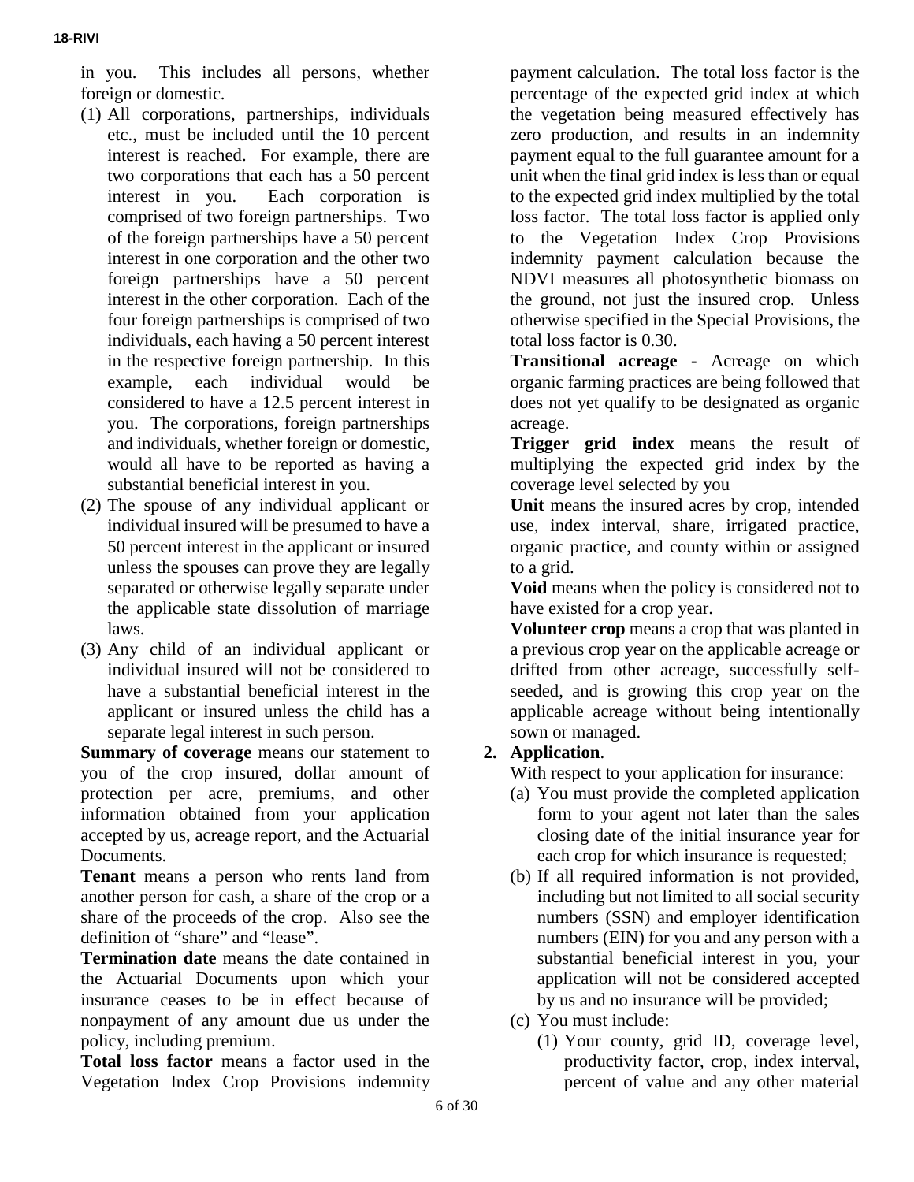in you. This includes all persons, whether foreign or domestic.

(1) All corporations, partnerships, individuals etc., must be included until the 10 percent interest is reached. For example, there are two corporations that each has a 50 percent interest in you. Each corporation is comprised of two foreign partnerships. Two of the foreign partnerships have a 50 percent interest in one corporation and the other two foreign partnerships have a 50 percent interest in the other corporation. Each of the four foreign partnerships is comprised of two individuals, each having a 50 percent interest in the respective foreign partnership. In this example, each individual would be considered to have a 12.5 percent interest in you. The corporations, foreign partnerships and individuals, whether foreign or domestic, would all have to be reported as having a substantial beneficial interest in you.

(2) The spouse of any individual applicant or individual insured will be presumed to have a 50 percent interest in the applicant or insured unless the spouses can prove they are legally separated or otherwise legally separate under the applicable state dissolution of marriage laws.

(3) Any child of an individual applicant or individual insured will not be considered to have a substantial beneficial interest in the applicant or insured unless the child has a separate legal interest in such person.

**Summary of coverage** means our statement to you of the crop insured, dollar amount of protection per acre, premiums, and other information obtained from your application accepted by us, acreage report, and the Actuarial Documents.

**Tenant** means a person who rents land from another person for cash, a share of the crop or a share of the proceeds of the crop. Also see the definition of "share" and "lease".

**Termination date** means the date contained in the Actuarial Documents upon which your insurance ceases to be in effect because of nonpayment of any amount due us under the policy, including premium.

**Total loss factor** means a factor used in the Vegetation Index Crop Provisions indemnity payment calculation. The total loss factor is the percentage of the expected grid index at which the vegetation being measured effectively has zero production, and results in an indemnity payment equal to the full guarantee amount for a unit when the final grid index is less than or equal to the expected grid index multiplied by the total loss factor. The total loss factor is applied only to the Vegetation Index Crop Provisions indemnity payment calculation because the NDVI measures all photosynthetic biomass on the ground, not just the insured crop. Unless otherwise specified in the Special Provisions, the total loss factor is 0.30.

**Transitional acreage -** Acreage on which organic farming practices are being followed that does not yet qualify to be designated as organic acreage.

**Trigger grid index** means the result of multiplying the expected grid index by the coverage level selected by you

**Unit** means the insured acres by crop, intended use, index interval, share, irrigated practice, organic practice, and county within or assigned to a grid.

**Void** means when the policy is considered not to have existed for a crop year.

**Volunteer crop** means a crop that was planted in a previous crop year on the applicable acreage or drifted from other acreage, successfully self-seeded, and is growing this crop year on the applicable acreage without being intentionally sown or managed.

**2. Application**.

With respect to your application for insurance:

(a) You must provide the completed application form to your agent not later than the sales closing date of the initial insurance year for each crop for which insurance is requested;

(b) If all required information is not provided, including but not limited to all social security numbers (SSN) and employer identification numbers (EIN) for you and any person with a substantial beneficial interest in you, your application will not be considered accepted by us and no insurance will be provided;

(c) You must include:

(1) Your county, grid ID, coverage level, productivity factor, crop, index interval, percent of value and any other material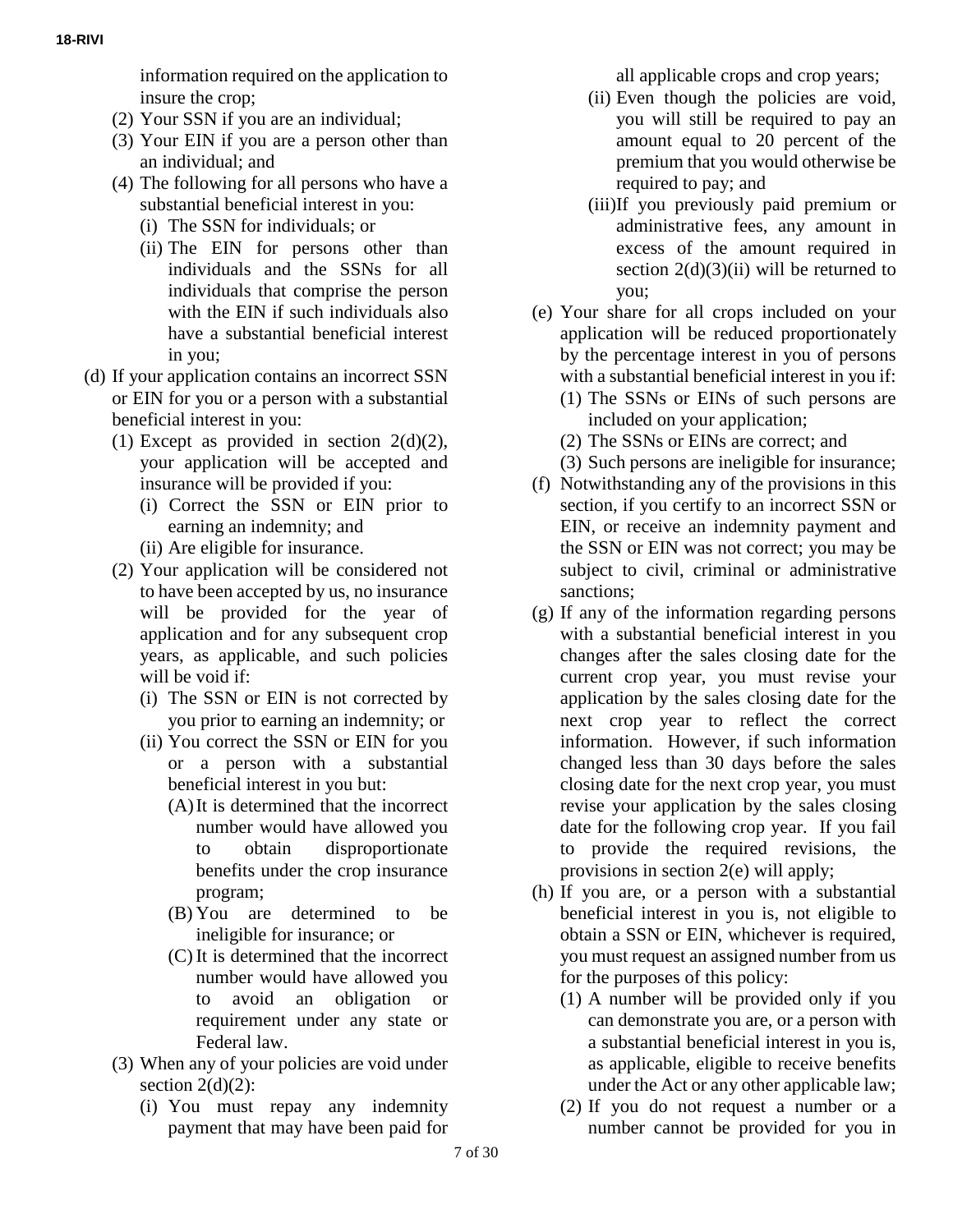information required on the application to insure the crop;

(2) Your SSN if you are an individual;

(3) Your EIN if you are a person other than an individual; and

(4) The following for all persons who have a substantial beneficial interest in you:

(i) The SSN for individuals; or

(ii) The EIN for persons other than individuals and the SSNs for all individuals that comprise the person with the EIN if such individuals also have a substantial beneficial interest in you;

(d) If your application contains an incorrect SSN or EIN for you or a person with a substantial beneficial interest in you:

(1) Except as provided in section 2(d)(2), your application will be accepted and insurance will be provided if you:

(i) Correct the SSN or EIN prior to earning an indemnity; and

(ii) Are eligible for insurance.

(2) Your application will be considered not to have been accepted by us, no insurance will be provided for the year of application and for any subsequent crop years, as applicable, and such policies will be void if:

(i) The SSN or EIN is not corrected by you prior to earning an indemnity; or

(ii) You correct the SSN or EIN for you or a person with a substantial beneficial interest in you but:

(A) It is determined that the incorrect number would have allowed you to obtain disproportionate benefits under the crop insurance program;

(B) You are determined to be ineligible for insurance; or

(C) It is determined that the incorrect number would have allowed you to avoid an obligation or requirement under any state or Federal law.

(3) When any of your policies are void under section 2(d)(2):

(i) You must repay any indemnity payment that may have been paid for all applicable crops and crop years;

(ii) Even though the policies are void, you will still be required to pay an amount equal to 20 percent of the premium that you would otherwise be required to pay; and

(iii) If you previously paid premium or administrative fees, any amount in excess of the amount required in section 2(d)(3)(ii) will be returned to you;

(e) Your share for all crops included on your application will be reduced proportionately by the percentage interest in you of persons with a substantial beneficial interest in you if:

(1) The SSNs or EINs of such persons are included on your application;

(2) The SSNs or EINs are correct; and

(3) Such persons are ineligible for insurance;

(f) Notwithstanding any of the provisions in this section, if you certify to an incorrect SSN or EIN, or receive an indemnity payment and the SSN or EIN was not correct; you may be subject to civil, criminal or administrative sanctions;

(g) If any of the information regarding persons with a substantial beneficial interest in you changes after the sales closing date for the current crop year, you must revise your application by the sales closing date for the next crop year to reflect the correct information. However, if such information changed less than 30 days before the sales closing date for the next crop year, you must revise your application by the sales closing date for the following crop year. If you fail to provide the required revisions, the provisions in section 2(e) will apply;

(h) If you are, or a person with a substantial beneficial interest in you is, not eligible to obtain a SSN or EIN, whichever is required, you must request an assigned number from us for the purposes of this policy:

(1) A number will be provided only if you can demonstrate you are, or a person with a substantial beneficial interest in you is, as applicable, eligible to receive benefits under the Act or any other applicable law;

(2) If you do not request a number or a number cannot be provided for you in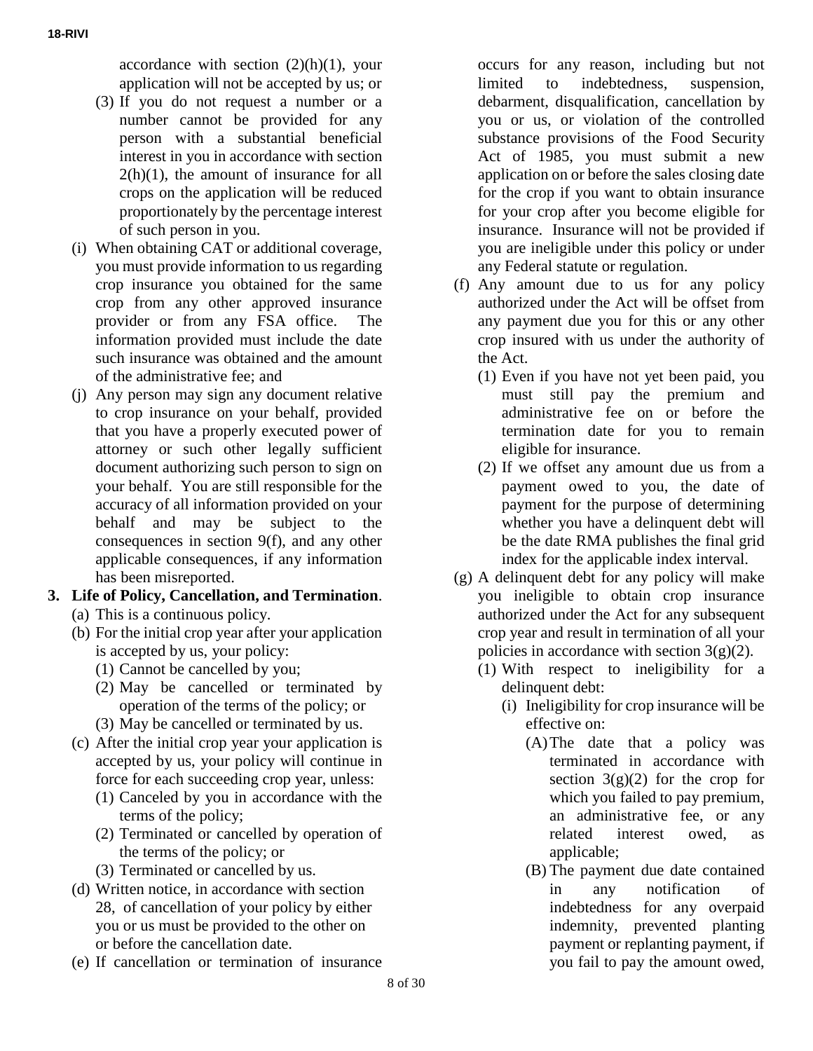accordance with section (2)(h)(1), your application will not be accepted by us; or

(3) If you do not request a number or a number cannot be provided for any person with a substantial beneficial interest in you in accordance with section 2(h)(1), the amount of insurance for all crops on the application will be reduced proportionately by the percentage interest of such person in you.

(i) When obtaining CAT or additional coverage, you must provide information to us regarding crop insurance you obtained for the same crop from any other approved insurance provider or from any FSA office. The information provided must include the date such insurance was obtained and the amount of the administrative fee; and

(j) Any person may sign any document relative to crop insurance on your behalf, provided that you have a properly executed power of attorney or such other legally sufficient document authorizing such person to sign on your behalf. You are still responsible for the accuracy of all information provided on your behalf and may be subject to the consequences in section 9(f), and any other applicable consequences, if any information has been misreported.

**3. Life of Policy, Cancellation, and Termination**.

(a) This is a continuous policy.

(b) For the initial crop year after your application is accepted by us, your policy:

(1) Cannot be cancelled by you;

(2) May be cancelled or terminated by operation of the terms of the policy; or

(3) May be cancelled or terminated by us.

(c) After the initial crop year your application is accepted by us, your policy will continue in force for each succeeding crop year, unless:

(1) Canceled by you in accordance with the terms of the policy;

(2) Terminated or cancelled by operation of the terms of the policy; or

(3) Terminated or cancelled by us.

(d) Written notice, in accordance with section 28, of cancellation of your policy by either you or us must be provided to the other on or before the cancellation date.

(e) If cancellation or termination of insurance occurs for any reason, including but not limited to indebtedness, suspension, debarment, disqualification, cancellation by you or us, or violation of the controlled substance provisions of the Food Security Act of 1985, you must submit a new application on or before the sales closing date for the crop if you want to obtain insurance for your crop after you become eligible for insurance. Insurance will not be provided if you are ineligible under this policy or under any Federal statute or regulation.

(f) Any amount due to us for any policy authorized under the Act will be offset from any payment due you for this or any other crop insured with us under the authority of the Act.

(1) Even if you have not yet been paid, you must still pay the premium and administrative fee on or before the termination date for you to remain eligible for insurance.

(2) If we offset any amount due us from a payment owed to you, the date of payment for the purpose of determining whether you have a delinquent debt will be the date RMA publishes the final grid index for the applicable index interval.

(g) A delinquent debt for any policy will make you ineligible to obtain crop insurance authorized under the Act for any subsequent crop year and result in termination of all your policies in accordance with section 3(g)(2).

(1) With respect to ineligibility for a delinquent debt:

(i) Ineligibility for crop insurance will be effective on:

(A) The date that a policy was terminated in accordance with section 3(g)(2) for the crop for which you failed to pay premium, an administrative fee, or any related interest owed, as applicable;

(B) The payment due date contained in any notification of indebtedness for any overpaid indemnity, prevented planting payment or replanting payment, if you fail to pay the amount owed,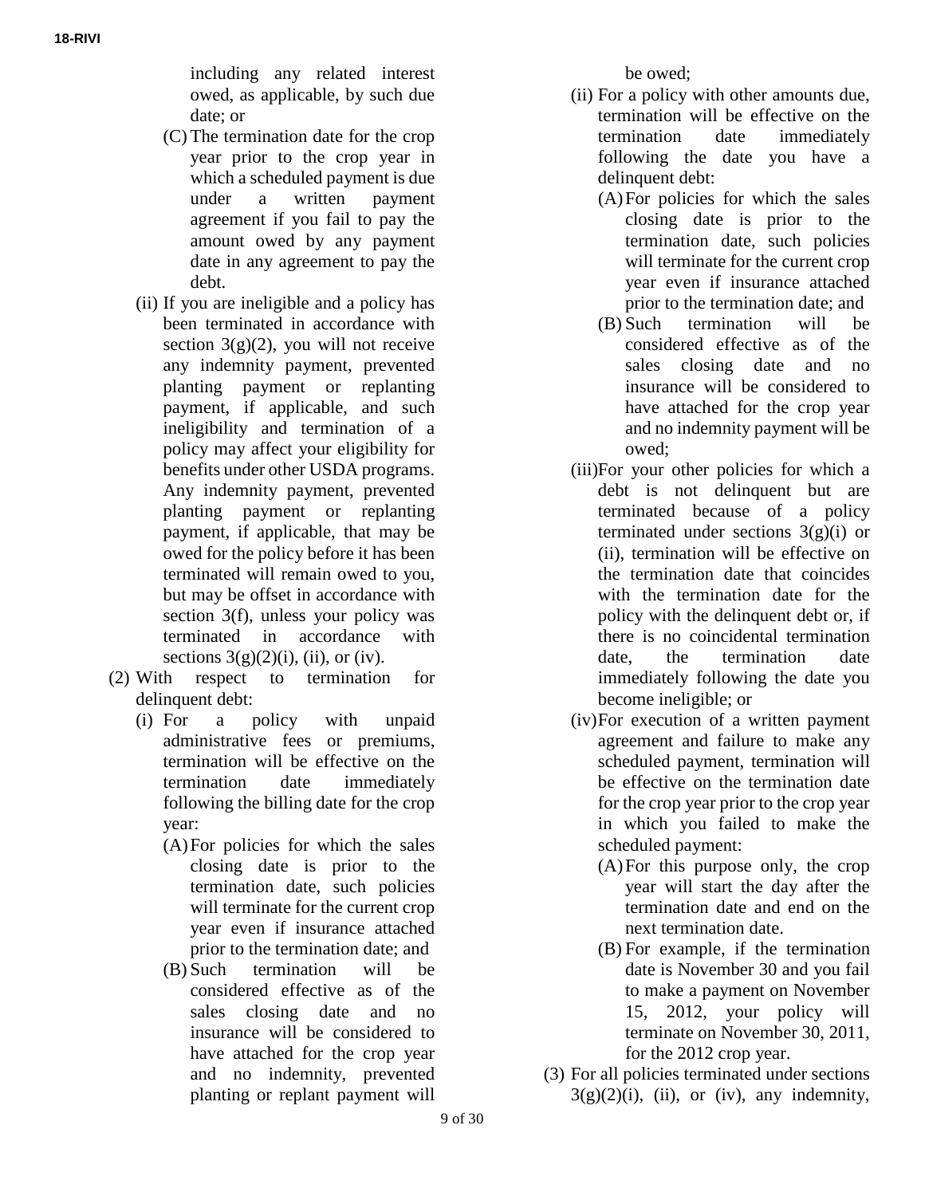including any related interest owed, as applicable, by such due date; or

(C) The termination date for the crop year prior to the crop year in which a scheduled payment is due under a written payment agreement if you fail to pay the amount owed by any payment date in any agreement to pay the debt.

(ii) If you are ineligible and a policy has been terminated in accordance with section 3(g)(2), you will not receive any indemnity payment, prevented planting payment or replanting payment, if applicable, and such ineligibility and termination of a policy may affect your eligibility for benefits under other USDA programs. Any indemnity payment, prevented planting payment or replanting payment, if applicable, that may be owed for the policy before it has been terminated will remain owed to you, but may be offset in accordance with section 3(f), unless your policy was terminated in accordance with sections 3(g)(2)(i), (ii), or (iv).

(2) With respect to termination for delinquent debt:

(i) For a policy with unpaid administrative fees or premiums, termination will be effective on the termination date immediately following the billing date for the crop year:

(A) For policies for which the sales closing date is prior to the termination date, such policies will terminate for the current crop year even if insurance attached prior to the termination date; and

(B) Such termination will be considered effective as of the sales closing date and no insurance will be considered to have attached for the crop year and no indemnity, prevented planting or replant payment will be owed;

(ii) For a policy with other amounts due, termination will be effective on the termination date immediately following the date you have a delinquent debt:

(A) For policies for which the sales closing date is prior to the termination date, such policies will terminate for the current crop year even if insurance attached prior to the termination date; and

(B) Such termination will be considered effective as of the sales closing date and no insurance will be considered to have attached for the crop year and no indemnity payment will be owed;

(iii) For your other policies for which a debt is not delinquent but are terminated because of a policy terminated under sections 3(g)(i) or (ii), termination will be effective on the termination date that coincides with the termination date for the policy with the delinquent debt or, if there is no coincidental termination date, the termination date immediately following the date you become ineligible; or

(iv) For execution of a written payment agreement and failure to make any scheduled payment, termination will be effective on the termination date for the crop year prior to the crop year in which you failed to make the scheduled payment:

(A) For this purpose only, the crop year will start the day after the termination date and end on the next termination date.

(B) For example, if the termination date is November 30 and you fail to make a payment on November 15, 2012, your policy will terminate on November 30, 2011, for the 2012 crop year.

(3) For all policies terminated under sections 3(g)(2)(i), (ii), or (iv), any indemnity,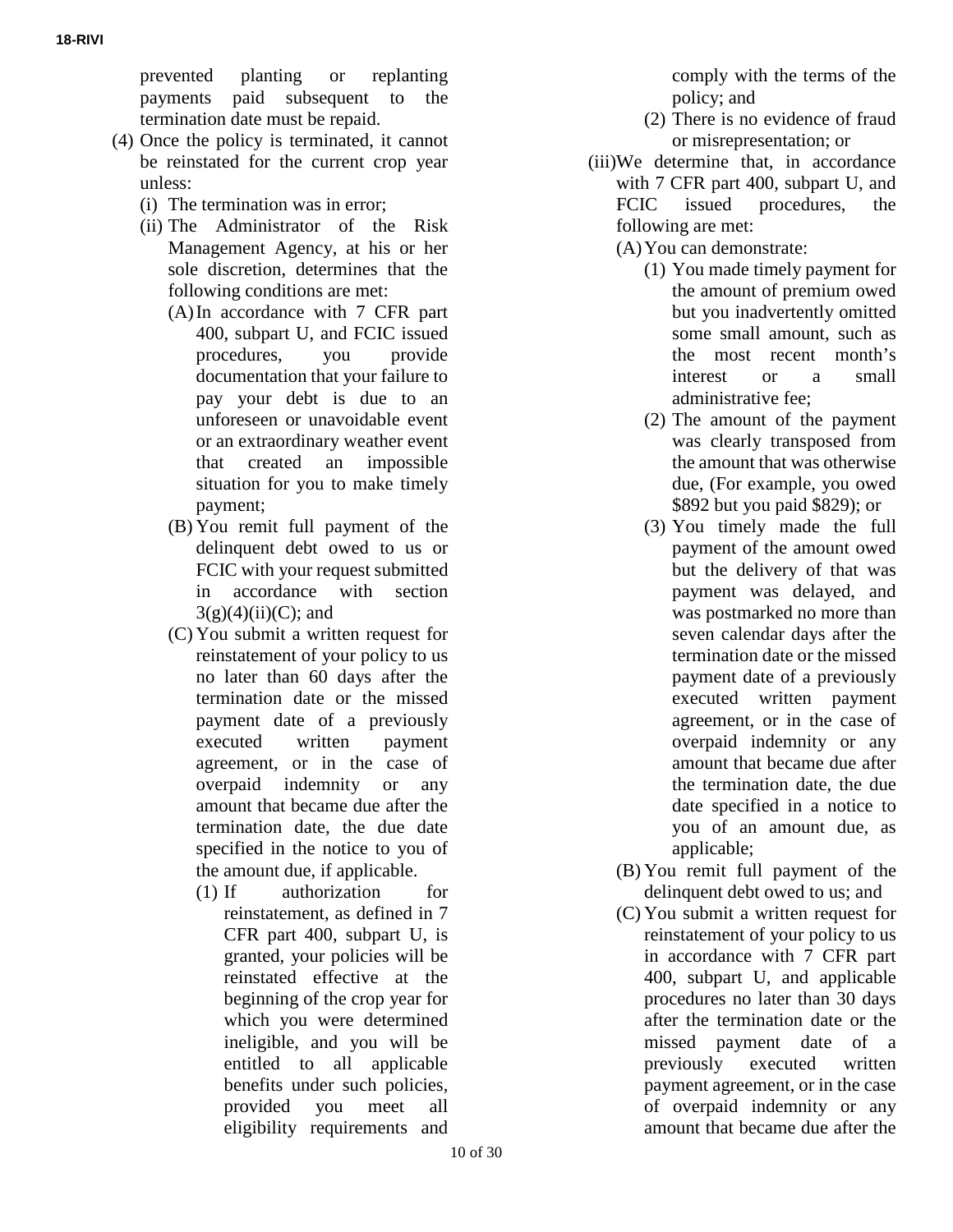prevented planting or replanting payments paid subsequent to the termination date must be repaid.

(4) Once the policy is terminated, it cannot be reinstated for the current crop year unless:

   (i) The termination was in error;

   (ii) The Administrator of the Risk Management Agency, at his or her sole discretion, determines that the following conditions are met:

      (A) In accordance with 7 CFR part 400, subpart U, and FCIC issued procedures, you provide documentation that your failure to pay your debt is due to an unforeseen or unavoidable event or an extraordinary weather event that created an impossible situation for you to make timely payment;

      (B) You remit full payment of the delinquent debt owed to us or FCIC with your request submitted in accordance with section 3(g)(4)(ii)(C); and

      (C) You submit a written request for reinstatement of your policy to us no later than 60 days after the termination date or the missed payment date of a previously executed written payment agreement, or in the case of overpaid indemnity or any amount that became due after the termination date, the due date specified in the notice to you of the amount due, if applicable.

         (1) If authorization for reinstatement, as defined in 7 CFR part 400, subpart U, is granted, your policies will be reinstated effective at the beginning of the crop year for which you were determined ineligible, and you will be entitled to all applicable benefits under such policies, provided you meet all eligibility requirements and comply with the terms of the policy; and

         (2) There is no evidence of fraud or misrepresentation; or

   (iii) We determine that, in accordance with 7 CFR part 400, subpart U, and FCIC issued procedures, the following are met:

      (A) You can demonstrate:

         (1) You made timely payment for the amount of premium owed but you inadvertently omitted some small amount, such as the most recent month's interest or a small administrative fee;

         (2) The amount of the payment was clearly transposed from the amount that was otherwise due, (For example, you owed $892 but you paid $829); or

         (3) You timely made the full payment of the amount owed but the delivery of that was payment was delayed, and was postmarked no more than seven calendar days after the termination date or the missed payment date of a previously executed written payment agreement, or in the case of overpaid indemnity or any amount that became due after the termination date, the due date specified in a notice to you of an amount due, as applicable;

      (B) You remit full payment of the delinquent debt owed to us; and

      (C) You submit a written request for reinstatement of your policy to us in accordance with 7 CFR part 400, subpart U, and applicable procedures no later than 30 days after the termination date or the missed payment date of a previously executed written payment agreement, or in the case of overpaid indemnity or any amount that became due after the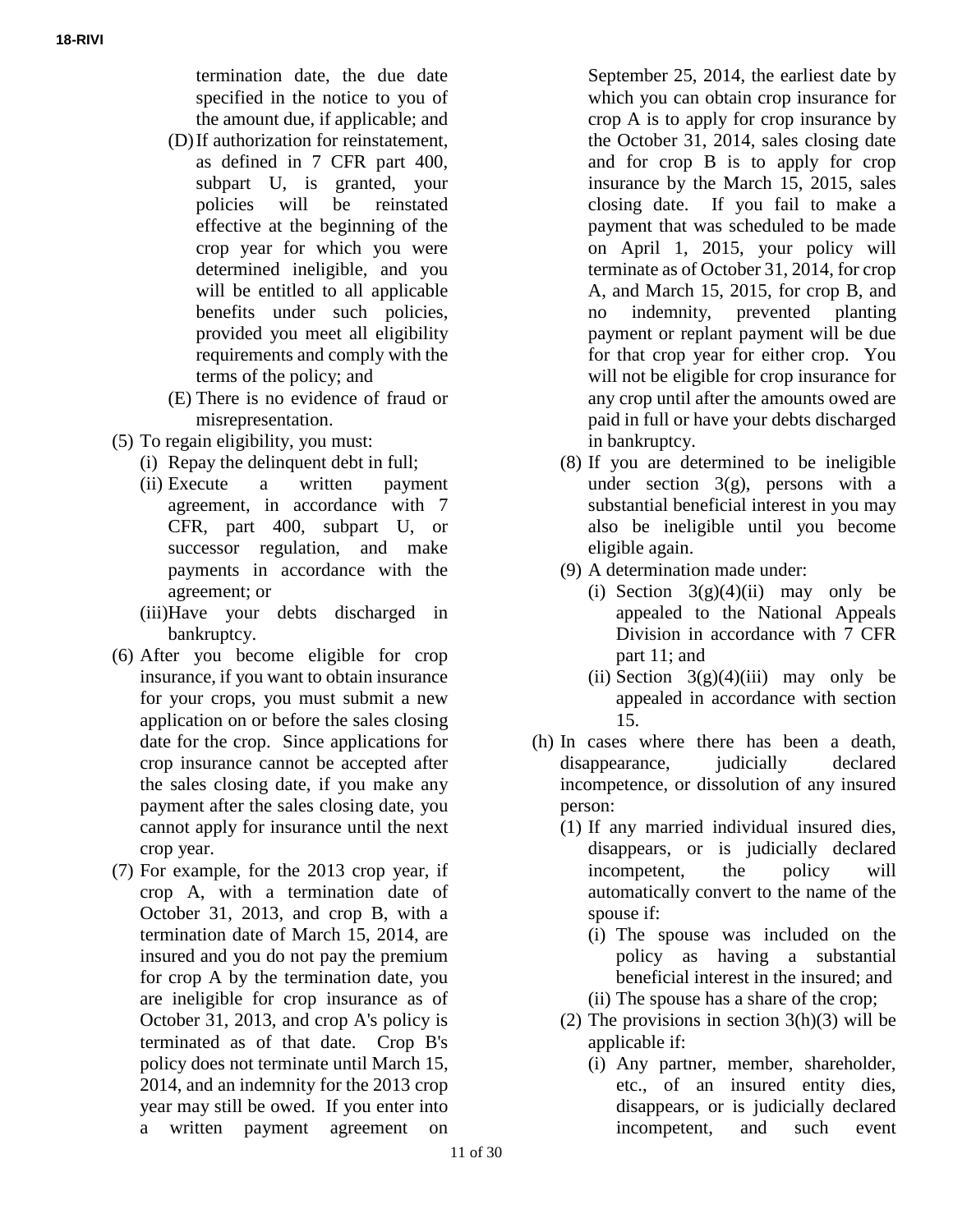termination date, the due date specified in the notice to you of the amount due, if applicable; and

(D) If authorization for reinstatement, as defined in 7 CFR part 400, subpart U, is granted, your policies will be reinstated effective at the beginning of the crop year for which you were determined ineligible, and you will be entitled to all applicable benefits under such policies, provided you meet all eligibility requirements and comply with the terms of the policy; and

(E) There is no evidence of fraud or misrepresentation.

(5) To regain eligibility, you must:

(i) Repay the delinquent debt in full;

(ii) Execute a written payment agreement, in accordance with 7 CFR, part 400, subpart U, or successor regulation, and make payments in accordance with the agreement; or

(iii) Have your debts discharged in bankruptcy.

(6) After you become eligible for crop insurance, if you want to obtain insurance for your crops, you must submit a new application on or before the sales closing date for the crop. Since applications for crop insurance cannot be accepted after the sales closing date, if you make any payment after the sales closing date, you cannot apply for insurance until the next crop year.

(7) For example, for the 2013 crop year, if crop A, with a termination date of October 31, 2013, and crop B, with a termination date of March 15, 2014, are insured and you do not pay the premium for crop A by the termination date, you are ineligible for crop insurance as of October 31, 2013, and crop A's policy is terminated as of that date. Crop B's policy does not terminate until March 15, 2014, and an indemnity for the 2013 crop year may still be owed. If you enter into a written payment agreement on September 25, 2014, the earliest date by which you can obtain crop insurance for crop A is to apply for crop insurance by the October 31, 2014, sales closing date and for crop B is to apply for crop insurance by the March 15, 2015, sales closing date. If you fail to make a payment that was scheduled to be made on April 1, 2015, your policy will terminate as of October 31, 2014, for crop A, and March 15, 2015, for crop B, and no indemnity, prevented planting payment or replant payment will be due for that crop year for either crop. You will not be eligible for crop insurance for any crop until after the amounts owed are paid in full or have your debts discharged in bankruptcy.

(8) If you are determined to be ineligible under section 3(g), persons with a substantial beneficial interest in you may also be ineligible until you become eligible again.

(9) A determination made under:

(i) Section 3(g)(4)(ii) may only be appealed to the National Appeals Division in accordance with 7 CFR part 11; and

(ii) Section 3(g)(4)(iii) may only be appealed in accordance with section 15.

(h) In cases where there has been a death, disappearance, judicially declared incompetence, or dissolution of any insured person:

(1) If any married individual insured dies, disappears, or is judicially declared incompetent, the policy will automatically convert to the name of the spouse if:

(i) The spouse was included on the policy as having a substantial beneficial interest in the insured; and

(ii) The spouse has a share of the crop;

(2) The provisions in section 3(h)(3) will be applicable if:

(i) Any partner, member, shareholder, etc., of an insured entity dies, disappears, or is judicially declared incompetent, and such event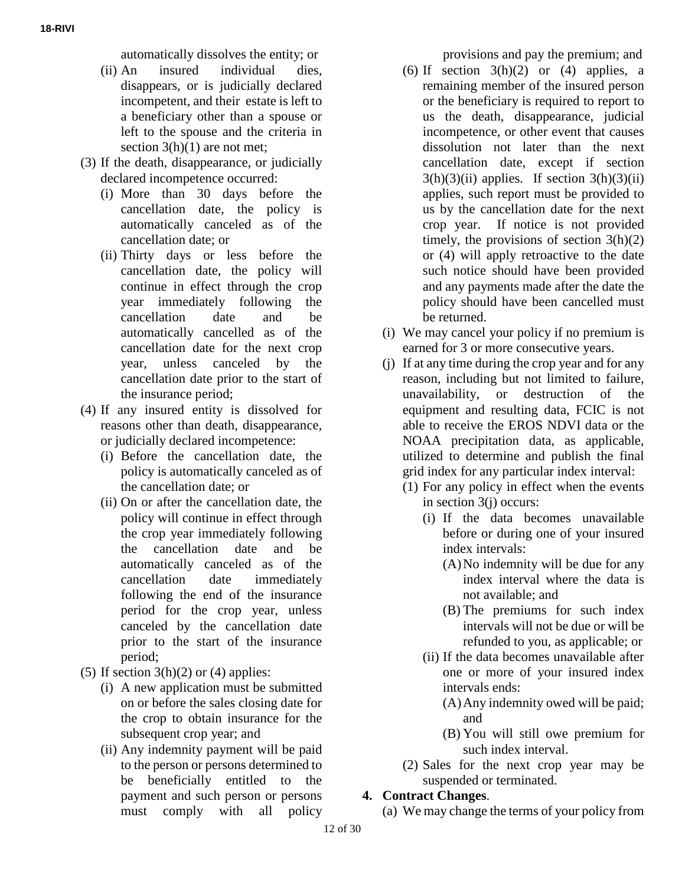automatically dissolves the entity; or

- (ii) An insured individual dies, disappears, or is judicially declared incompetent, and their estate is left to a beneficiary other than a spouse or left to the spouse and the criteria in section 3(h)(1) are not met;

(3) If the death, disappearance, or judicially declared incompetence occurred:

- (i) More than 30 days before the cancellation date, the policy is automatically canceled as of the cancellation date; or
- (ii) Thirty days or less before the cancellation date, the policy will continue in effect through the crop year immediately following the cancellation date and be automatically cancelled as of the cancellation date for the next crop year, unless canceled by the cancellation date prior to the start of the insurance period;

(4) If any insured entity is dissolved for reasons other than death, disappearance, or judicially declared incompetence:

- (i) Before the cancellation date, the policy is automatically canceled as of the cancellation date; or
- (ii) On or after the cancellation date, the policy will continue in effect through the crop year immediately following the cancellation date and be automatically canceled as of the cancellation date immediately following the end of the insurance period for the crop year, unless canceled by the cancellation date prior to the start of the insurance period;

(5) If section 3(h)(2) or (4) applies:

- (i) A new application must be submitted on or before the sales closing date for the crop to obtain insurance for the subsequent crop year; and
- (ii) Any indemnity payment will be paid to the person or persons determined to be beneficially entitled to the payment and such person or persons must comply with all policy provisions and pay the premium; and

(6) If section 3(h)(2) or (4) applies, a remaining member of the insured person or the beneficiary is required to report to us the death, disappearance, judicial incompetence, or other event that causes dissolution not later than the next cancellation date, except if section 3(h)(3)(ii) applies. If section 3(h)(3)(ii) applies, such report must be provided to us by the cancellation date for the next crop year. If notice is not provided timely, the provisions of section 3(h)(2) or (4) will apply retroactive to the date such notice should have been provided and any payments made after the date the policy should have been cancelled must be returned.

(i) We may cancel your policy if no premium is earned for 3 or more consecutive years.

(j) If at any time during the crop year and for any reason, including but not limited to failure, unavailability, or destruction of the equipment and resulting data, FCIC is not able to receive the EROS NDVI data or the NOAA precipitation data, as applicable, utilized to determine and publish the final grid index for any particular index interval:

(1) For any policy in effect when the events in section 3(j) occurs:

- (i) If the data becomes unavailable before or during one of your insured index intervals:
  - (A) No indemnity will be due for any index interval where the data is not available; and
  - (B) The premiums for such index intervals will not be due or will be refunded to you, as applicable; or
- (ii) If the data becomes unavailable after one or more of your insured index intervals ends:
  - (A) Any indemnity owed will be paid; and
  - (B) You will still owe premium for such index interval.

(2) Sales for the next crop year may be suspended or terminated.

**4. Contract Changes**.

(a) We may change the terms of your policy from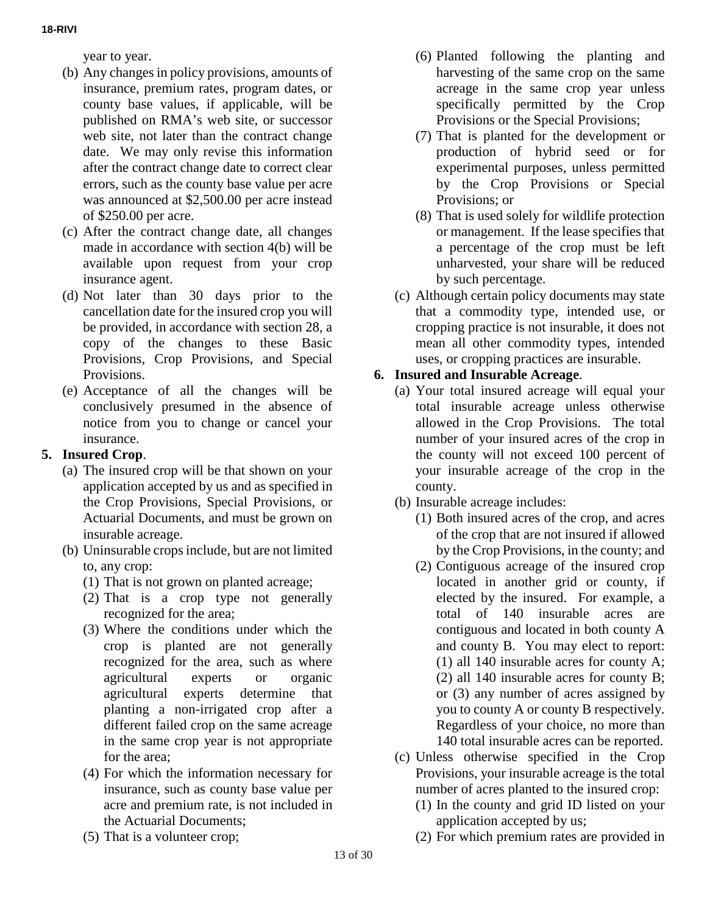year to year.

(b) Any changes in policy provisions, amounts of insurance, premium rates, program dates, or county base values, if applicable, will be published on RMA's web site, or successor web site, not later than the contract change date. We may only revise this information after the contract change date to correct clear errors, such as the county base value per acre was announced at $2,500.00 per acre instead of $250.00 per acre.

(c) After the contract change date, all changes made in accordance with section 4(b) will be available upon request from your crop insurance agent.

(d) Not later than 30 days prior to the cancellation date for the insured crop you will be provided, in accordance with section 28, a copy of the changes to these Basic Provisions, Crop Provisions, and Special Provisions.

(e) Acceptance of all the changes will be conclusively presumed in the absence of notice from you to change or cancel your insurance.

**5. Insured Crop**.

(a) The insured crop will be that shown on your application accepted by us and as specified in the Crop Provisions, Special Provisions, or Actuarial Documents, and must be grown on insurable acreage.

(b) Uninsurable crops include, but are not limited to, any crop:

(1) That is not grown on planted acreage;

(2) That is a crop type not generally recognized for the area;

(3) Where the conditions under which the crop is planted are not generally recognized for the area, such as where agricultural experts or organic agricultural experts determine that planting a non-irrigated crop after a different failed crop on the same acreage in the same crop year is not appropriate for the area;

(4) For which the information necessary for insurance, such as county base value per acre and premium rate, is not included in the Actuarial Documents;

(5) That is a volunteer crop;

(6) Planted following the planting and harvesting of the same crop on the same acreage in the same crop year unless specifically permitted by the Crop Provisions or the Special Provisions;

(7) That is planted for the development or production of hybrid seed or for experimental purposes, unless permitted by the Crop Provisions or Special Provisions; or

(8) That is used solely for wildlife protection or management. If the lease specifies that a percentage of the crop must be left unharvested, your share will be reduced by such percentage.

(c) Although certain policy documents may state that a commodity type, intended use, or cropping practice is not insurable, it does not mean all other commodity types, intended uses, or cropping practices are insurable.

**6. Insured and Insurable Acreage**.

(a) Your total insured acreage will equal your total insurable acreage unless otherwise allowed in the Crop Provisions. The total number of your insured acres of the crop in the county will not exceed 100 percent of your insurable acreage of the crop in the county.

(b) Insurable acreage includes:

(1) Both insured acres of the crop, and acres of the crop that are not insured if allowed by the Crop Provisions, in the county; and

(2) Contiguous acreage of the insured crop located in another grid or county, if elected by the insured. For example, a total of 140 insurable acres are contiguous and located in both county A and county B. You may elect to report: (1) all 140 insurable acres for county A; (2) all 140 insurable acres for county B; or (3) any number of acres assigned by you to county A or county B respectively. Regardless of your choice, no more than 140 total insurable acres can be reported.

(c) Unless otherwise specified in the Crop Provisions, your insurable acreage is the total number of acres planted to the insured crop:

(1) In the county and grid ID listed on your application accepted by us;

(2) For which premium rates are provided in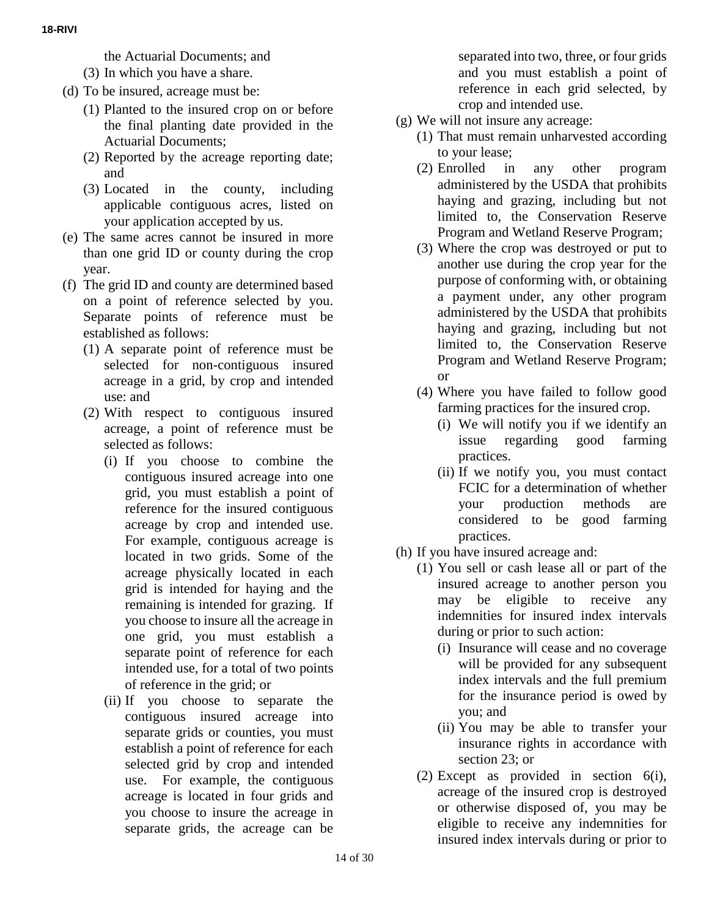the Actuarial Documents; and

(3) In which you have a share.

(d) To be insured, acreage must be:

(1) Planted to the insured crop on or before the final planting date provided in the Actuarial Documents;

(2) Reported by the acreage reporting date; and

(3) Located in the county, including applicable contiguous acres, listed on your application accepted by us.

(e) The same acres cannot be insured in more than one grid ID or county during the crop year.

(f) The grid ID and county are determined based on a point of reference selected by you. Separate points of reference must be established as follows:

(1) A separate point of reference must be selected for non-contiguous insured acreage in a grid, by crop and intended use: and

(2) With respect to contiguous insured acreage, a point of reference must be selected as follows:

(i) If you choose to combine the contiguous insured acreage into one grid, you must establish a point of reference for the insured contiguous acreage by crop and intended use. For example, contiguous acreage is located in two grids. Some of the acreage physically located in each grid is intended for haying and the remaining is intended for grazing. If you choose to insure all the acreage in one grid, you must establish a separate point of reference for each intended use, for a total of two points of reference in the grid; or

(ii) If you choose to separate the contiguous insured acreage into separate grids or counties, you must establish a point of reference for each selected grid by crop and intended use. For example, the contiguous acreage is located in four grids and you choose to insure the acreage in separate grids, the acreage can be separated into two, three, or four grids and you must establish a point of reference in each grid selected, by crop and intended use.

(g) We will not insure any acreage:

(1) That must remain unharvested according to your lease;

(2) Enrolled in any other program administered by the USDA that prohibits haying and grazing, including but not limited to, the Conservation Reserve Program and Wetland Reserve Program;

(3) Where the crop was destroyed or put to another use during the crop year for the purpose of conforming with, or obtaining a payment under, any other program administered by the USDA that prohibits haying and grazing, including but not limited to, the Conservation Reserve Program and Wetland Reserve Program; or

(4) Where you have failed to follow good farming practices for the insured crop.

(i) We will notify you if we identify an issue regarding good farming practices.

(ii) If we notify you, you must contact FCIC for a determination of whether your production methods are considered to be good farming practices.

(h) If you have insured acreage and:

(1) You sell or cash lease all or part of the insured acreage to another person you may be eligible to receive any indemnities for insured index intervals during or prior to such action:

(i) Insurance will cease and no coverage will be provided for any subsequent index intervals and the full premium for the insurance period is owed by you; and

(ii) You may be able to transfer your insurance rights in accordance with section 23; or

(2) Except as provided in section 6(i), acreage of the insured crop is destroyed or otherwise disposed of, you may be eligible to receive any indemnities for insured index intervals during or prior to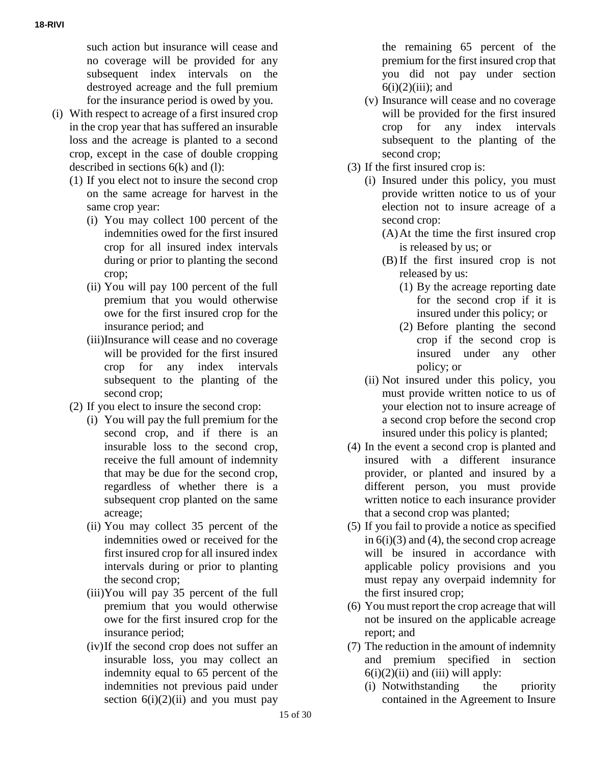such action but insurance will cease and no coverage will be provided for any subsequent index intervals on the destroyed acreage and the full premium for the insurance period is owed by you.

(i) With respect to acreage of a first insured crop in the crop year that has suffered an insurable loss and the acreage is planted to a second crop, except in the case of double cropping described in sections 6(k) and (l):

   (1) If you elect not to insure the second crop on the same acreage for harvest in the same crop year:

      (i) You may collect 100 percent of the indemnities owed for the first insured crop for all insured index intervals during or prior to planting the second crop;

      (ii) You will pay 100 percent of the full premium that you would otherwise owe for the first insured crop for the insurance period; and

      (iii) Insurance will cease and no coverage will be provided for the first insured crop for any index intervals subsequent to the planting of the second crop;

   (2) If you elect to insure the second crop:

      (i) You will pay the full premium for the second crop, and if there is an insurable loss to the second crop, receive the full amount of indemnity that may be due for the second crop, regardless of whether there is a subsequent crop planted on the same acreage;

      (ii) You may collect 35 percent of the indemnities owed or received for the first insured crop for all insured index intervals during or prior to planting the second crop;

      (iii) You will pay 35 percent of the full premium that you would otherwise owe for the first insured crop for the insurance period;

      (iv) If the second crop does not suffer an insurable loss, you may collect an indemnity equal to 65 percent of the indemnities not previous paid under section 6(i)(2)(ii) and you must pay the remaining 65 percent of the premium for the first insured crop that you did not pay under section 6(i)(2)(iii); and

      (v) Insurance will cease and no coverage will be provided for the first insured crop for any index intervals subsequent to the planting of the second crop;

   (3) If the first insured crop is:

      (i) Insured under this policy, you must provide written notice to us of your election not to insure acreage of a second crop:

         (A) At the time the first insured crop is released by us; or

         (B) If the first insured crop is not released by us:

            (1) By the acreage reporting date for the second crop if it is insured under this policy; or

            (2) Before planting the second crop if the second crop is insured under any other policy; or

      (ii) Not insured under this policy, you must provide written notice to us of your election not to insure acreage of a second crop before the second crop insured under this policy is planted;

   (4) In the event a second crop is planted and insured with a different insurance provider, or planted and insured by a different person, you must provide written notice to each insurance provider that a second crop was planted;

   (5) If you fail to provide a notice as specified in 6(i)(3) and (4), the second crop acreage will be insured in accordance with applicable policy provisions and you must repay any overpaid indemnity for the first insured crop;

   (6) You must report the crop acreage that will not be insured on the applicable acreage report; and

   (7) The reduction in the amount of indemnity and premium specified in section 6(i)(2)(ii) and (iii) will apply:

      (i) Notwithstanding the priority contained in the Agreement to Insure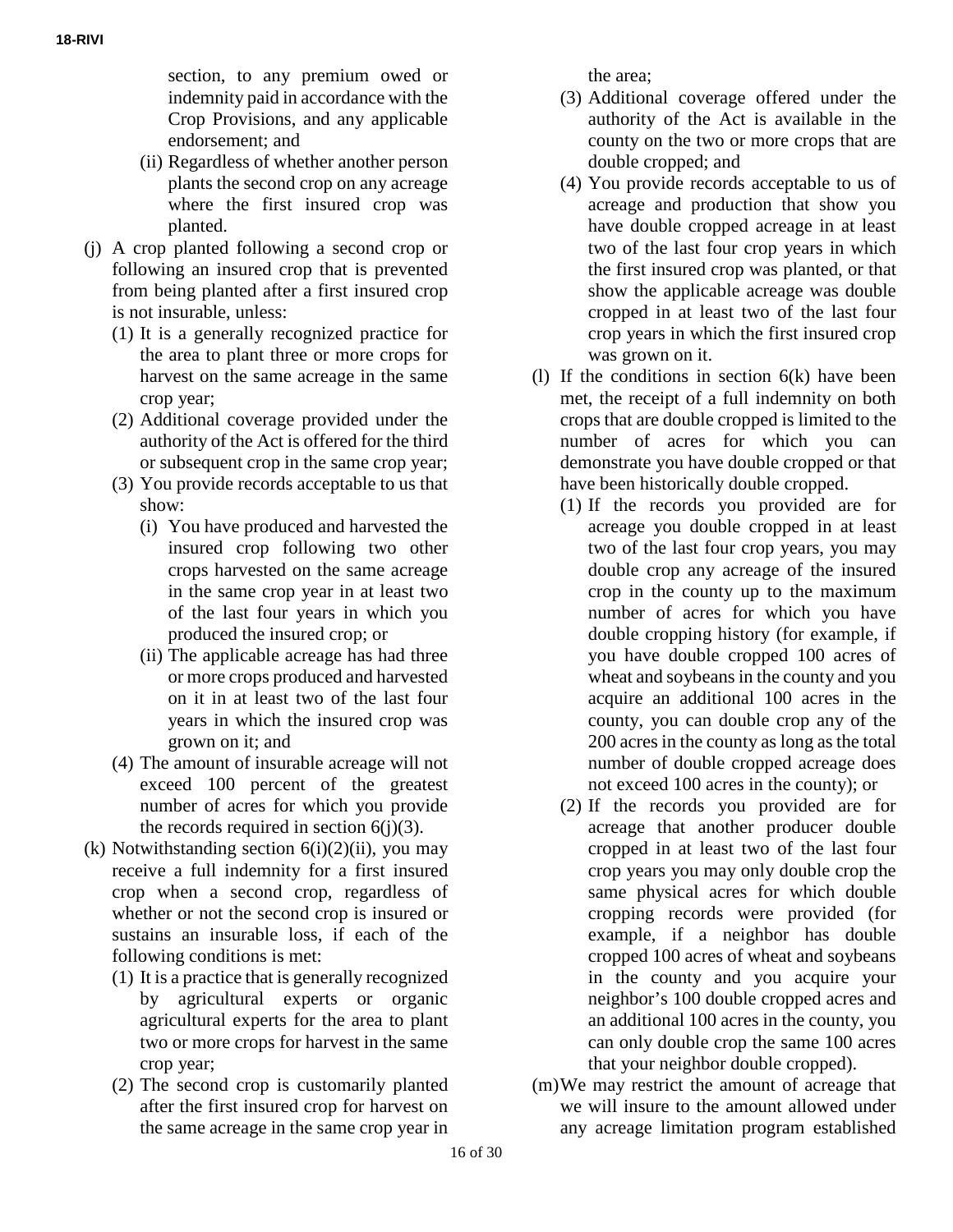section, to any premium owed or indemnity paid in accordance with the Crop Provisions, and any applicable endorsement; and

(ii) Regardless of whether another person plants the second crop on any acreage where the first insured crop was planted.

(j) A crop planted following a second crop or following an insured crop that is prevented from being planted after a first insured crop is not insurable, unless:

(1) It is a generally recognized practice for the area to plant three or more crops for harvest on the same acreage in the same crop year;

(2) Additional coverage provided under the authority of the Act is offered for the third or subsequent crop in the same crop year;

(3) You provide records acceptable to us that show:

(i) You have produced and harvested the insured crop following two other crops harvested on the same acreage in the same crop year in at least two of the last four years in which you produced the insured crop; or

(ii) The applicable acreage has had three or more crops produced and harvested on it in at least two of the last four years in which the insured crop was grown on it; and

(4) The amount of insurable acreage will not exceed 100 percent of the greatest number of acres for which you provide the records required in section 6(j)(3).

(k) Notwithstanding section 6(i)(2)(ii), you may receive a full indemnity for a first insured crop when a second crop, regardless of whether or not the second crop is insured or sustains an insurable loss, if each of the following conditions is met:

(1) It is a practice that is generally recognized by agricultural experts or organic agricultural experts for the area to plant two or more crops for harvest in the same crop year;

(2) The second crop is customarily planted after the first insured crop for harvest on the same acreage in the same crop year in the area;

(3) Additional coverage offered under the authority of the Act is available in the county on the two or more crops that are double cropped; and

(4) You provide records acceptable to us of acreage and production that show you have double cropped acreage in at least two of the last four crop years in which the first insured crop was planted, or that show the applicable acreage was double cropped in at least two of the last four crop years in which the first insured crop was grown on it.

(l) If the conditions in section 6(k) have been met, the receipt of a full indemnity on both crops that are double cropped is limited to the number of acres for which you can demonstrate you have double cropped or that have been historically double cropped.

(1) If the records you provided are for acreage you double cropped in at least two of the last four crop years, you may double crop any acreage of the insured crop in the county up to the maximum number of acres for which you have double cropping history (for example, if you have double cropped 100 acres of wheat and soybeans in the county and you acquire an additional 100 acres in the county, you can double crop any of the 200 acres in the county as long as the total number of double cropped acreage does not exceed 100 acres in the county); or

(2) If the records you provided are for acreage that another producer double cropped in at least two of the last four crop years you may only double crop the same physical acres for which double cropping records were provided (for example, if a neighbor has double cropped 100 acres of wheat and soybeans in the county and you acquire your neighbor's 100 double cropped acres and an additional 100 acres in the county, you can only double crop the same 100 acres that your neighbor double cropped).

(m) We may restrict the amount of acreage that we will insure to the amount allowed under any acreage limitation program established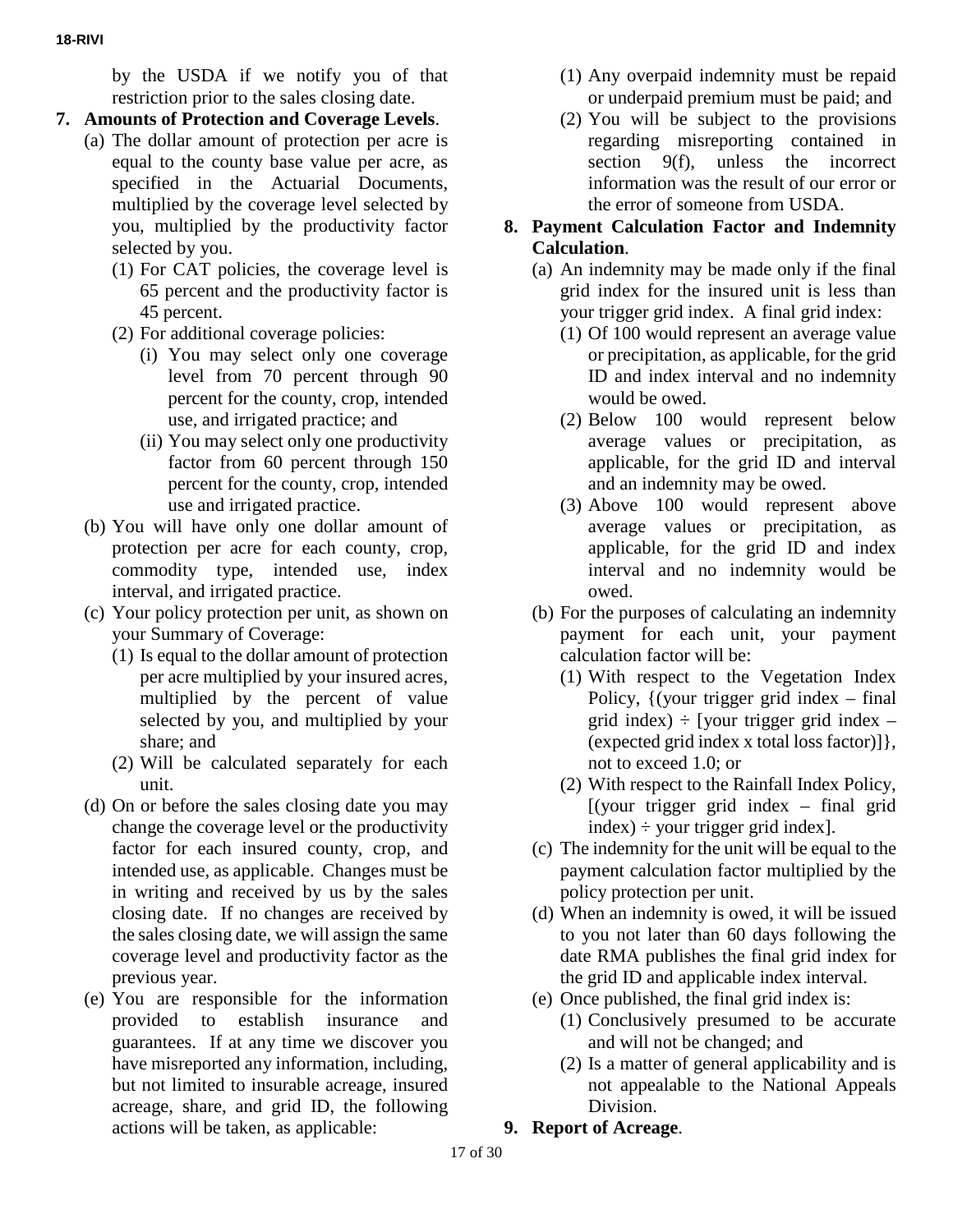by the USDA if we notify you of that restriction prior to the sales closing date.

**7. Amounts of Protection and Coverage Levels**.

(a) The dollar amount of protection per acre is equal to the county base value per acre, as specified in the Actuarial Documents, multiplied by the coverage level selected by you, multiplied by the productivity factor selected by you.

(1) For CAT policies, the coverage level is 65 percent and the productivity factor is 45 percent.

(2) For additional coverage policies:

(i) You may select only one coverage level from 70 percent through 90 percent for the county, crop, intended use, and irrigated practice; and

(ii) You may select only one productivity factor from 60 percent through 150 percent for the county, crop, intended use and irrigated practice.

(b) You will have only one dollar amount of protection per acre for each county, crop, commodity type, intended use, index interval, and irrigated practice.

(c) Your policy protection per unit, as shown on your Summary of Coverage:

(1) Is equal to the dollar amount of protection per acre multiplied by your insured acres, multiplied by the percent of value selected by you, and multiplied by your share; and

(2) Will be calculated separately for each unit.

(d) On or before the sales closing date you may change the coverage level or the productivity factor for each insured county, crop, and intended use, as applicable. Changes must be in writing and received by us by the sales closing date. If no changes are received by the sales closing date, we will assign the same coverage level and productivity factor as the previous year.

(e) You are responsible for the information provided to establish insurance and guarantees. If at any time we discover you have misreported any information, including, but not limited to insurable acreage, insured acreage, share, and grid ID, the following actions will be taken, as applicable:

(1) Any overpaid indemnity must be repaid or underpaid premium must be paid; and

(2) You will be subject to the provisions regarding misreporting contained in section 9(f), unless the incorrect information was the result of our error or the error of someone from USDA.

**8. Payment Calculation Factor and Indemnity Calculation**.

(a) An indemnity may be made only if the final grid index for the insured unit is less than your trigger grid index. A final grid index:

(1) Of 100 would represent an average value or precipitation, as applicable, for the grid ID and index interval and no indemnity would be owed.

(2) Below 100 would represent below average values or precipitation, as applicable, for the grid ID and interval and an indemnity may be owed.

(3) Above 100 would represent above average values or precipitation, as applicable, for the grid ID and index interval and no indemnity would be owed.

(b) For the purposes of calculating an indemnity payment for each unit, your payment calculation factor will be:

(1) With respect to the Vegetation Index Policy, {(your trigger grid index – final grid index) ÷ [your trigger grid index – (expected grid index x total loss factor)]}, not to exceed 1.0; or

(2) With respect to the Rainfall Index Policy, [(your trigger grid index – final grid index) ÷ your trigger grid index].

(c) The indemnity for the unit will be equal to the payment calculation factor multiplied by the policy protection per unit.

(d) When an indemnity is owed, it will be issued to you not later than 60 days following the date RMA publishes the final grid index for the grid ID and applicable index interval.

(e) Once published, the final grid index is:

(1) Conclusively presumed to be accurate and will not be changed; and

(2) Is a matter of general applicability and is not appealable to the National Appeals Division.

**9. Report of Acreage**.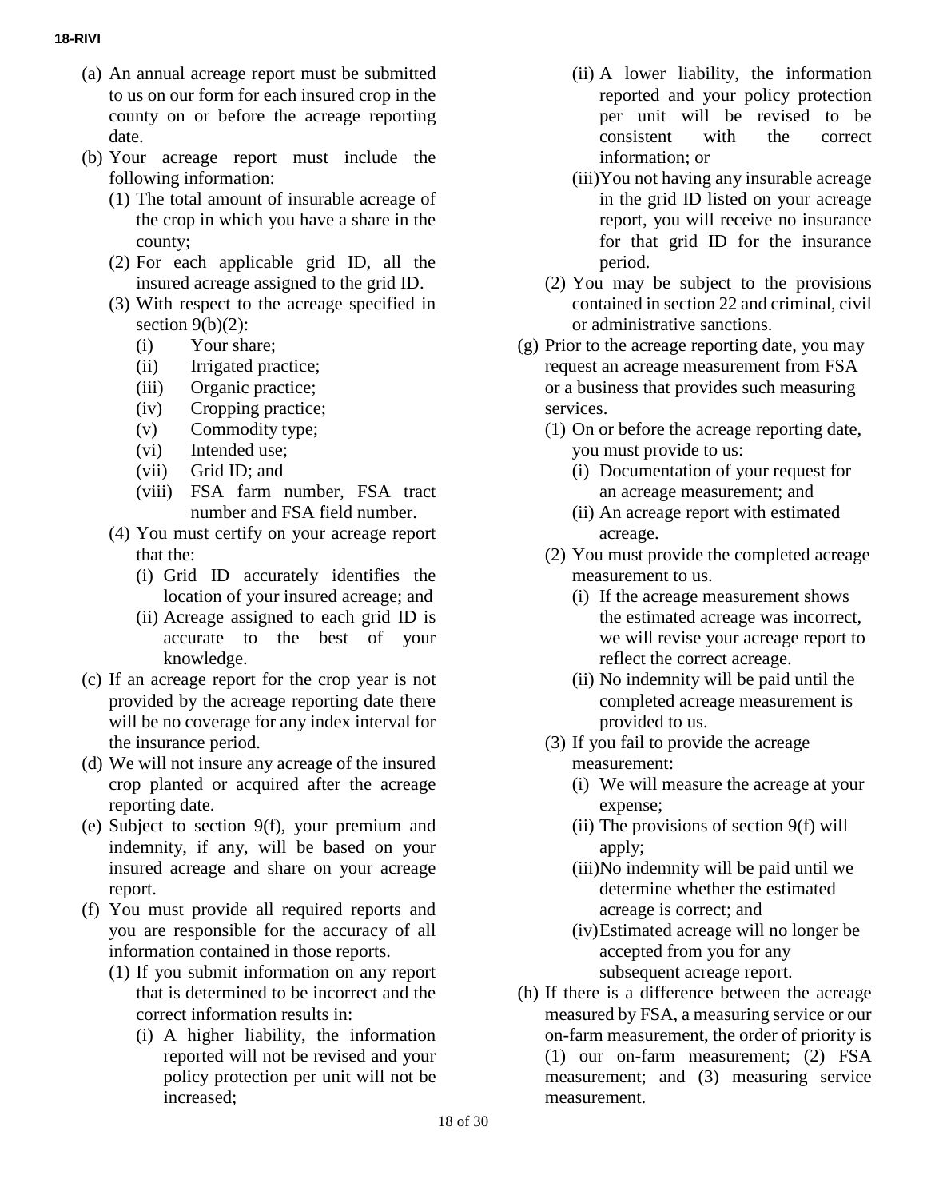(a) An annual acreage report must be submitted to us on our form for each insured crop in the county on or before the acreage reporting date.

(b) Your acreage report must include the following information:

  (1) The total amount of insurable acreage of the crop in which you have a share in the county;

  (2) For each applicable grid ID, all the insured acreage assigned to the grid ID.

  (3) With respect to the acreage specified in section 9(b)(2):

    (i) Your share;

    (ii) Irrigated practice;

    (iii) Organic practice;

    (iv) Cropping practice;

    (v) Commodity type;

    (vi) Intended use;

    (vii) Grid ID; and

    (viii) FSA farm number, FSA tract number and FSA field number.

  (4) You must certify on your acreage report that the:

    (i) Grid ID accurately identifies the location of your insured acreage; and

    (ii) Acreage assigned to each grid ID is accurate to the best of your knowledge.

(c) If an acreage report for the crop year is not provided by the acreage reporting date there will be no coverage for any index interval for the insurance period.

(d) We will not insure any acreage of the insured crop planted or acquired after the acreage reporting date.

(e) Subject to section 9(f), your premium and indemnity, if any, will be based on your insured acreage and share on your acreage report.

(f) You must provide all required reports and you are responsible for the accuracy of all information contained in those reports.

  (1) If you submit information on any report that is determined to be incorrect and the correct information results in:

    (i) A higher liability, the information reported will not be revised and your policy protection per unit will not be increased;

    (ii) A lower liability, the information reported and your policy protection per unit will be revised to be consistent with the correct information; or

    (iii) You not having any insurable acreage in the grid ID listed on your acreage report, you will receive no insurance for that grid ID for the insurance period.

  (2) You may be subject to the provisions contained in section 22 and criminal, civil or administrative sanctions.

(g) Prior to the acreage reporting date, you may request an acreage measurement from FSA or a business that provides such measuring services.

  (1) On or before the acreage reporting date, you must provide to us:

    (i) Documentation of your request for an acreage measurement; and

    (ii) An acreage report with estimated acreage.

  (2) You must provide the completed acreage measurement to us.

    (i) If the acreage measurement shows the estimated acreage was incorrect, we will revise your acreage report to reflect the correct acreage.

    (ii) No indemnity will be paid until the completed acreage measurement is provided to us.

  (3) If you fail to provide the acreage measurement:

    (i) We will measure the acreage at your expense;

    (ii) The provisions of section 9(f) will apply;

    (iii) No indemnity will be paid until we determine whether the estimated acreage is correct; and

    (iv) Estimated acreage will no longer be accepted from you for any subsequent acreage report.

(h) If there is a difference between the acreage measured by FSA, a measuring service or our on-farm measurement, the order of priority is (1) our on-farm measurement; (2) FSA measurement; and (3) measuring service measurement.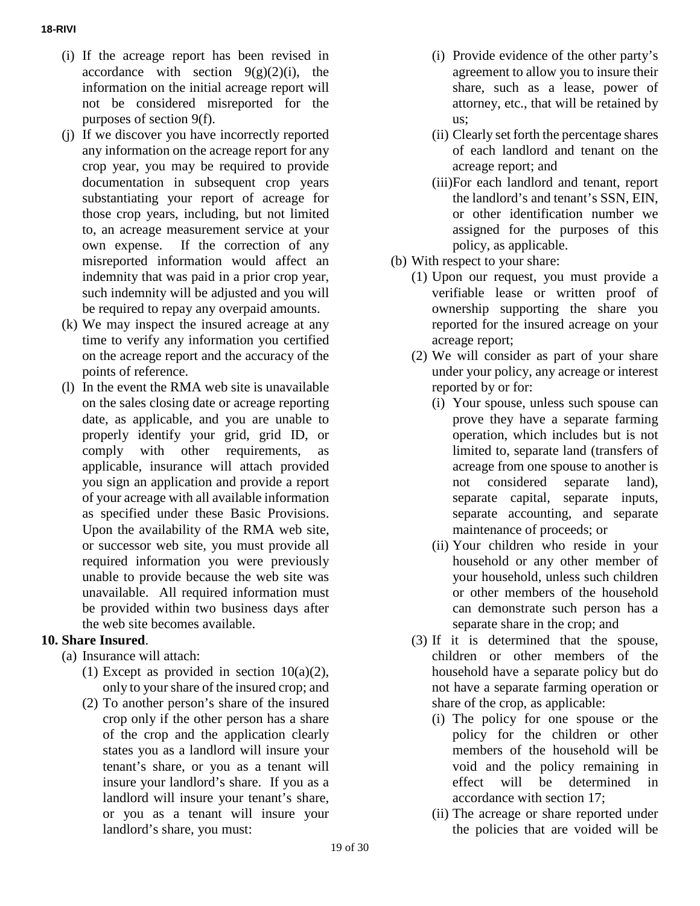(i) If the acreage report has been revised in accordance with section 9(g)(2)(i), the information on the initial acreage report will not be considered misreported for the purposes of section 9(f).

(j) If we discover you have incorrectly reported any information on the acreage report for any crop year, you may be required to provide documentation in subsequent crop years substantiating your report of acreage for those crop years, including, but not limited to, an acreage measurement service at your own expense. If the correction of any misreported information would affect an indemnity that was paid in a prior crop year, such indemnity will be adjusted and you will be required to repay any overpaid amounts.

(k) We may inspect the insured acreage at any time to verify any information you certified on the acreage report and the accuracy of the points of reference.

(l) In the event the RMA web site is unavailable on the sales closing date or acreage reporting date, as applicable, and you are unable to properly identify your grid, grid ID, or comply with other requirements, as applicable, insurance will attach provided you sign an application and provide a report of your acreage with all available information as specified under these Basic Provisions. Upon the availability of the RMA web site, or successor web site, you must provide all required information you were previously unable to provide because the web site was unavailable. All required information must be provided within two business days after the web site becomes available.

**10. Share Insured**.

(a) Insurance will attach:

(1) Except as provided in section 10(a)(2), only to your share of the insured crop; and

(2) To another person's share of the insured crop only if the other person has a share of the crop and the application clearly states you as a landlord will insure your tenant's share, or you as a tenant will insure your landlord's share. If you as a landlord will insure your tenant's share, or you as a tenant will insure your landlord's share, you must:

(i) Provide evidence of the other party's agreement to allow you to insure their share, such as a lease, power of attorney, etc., that will be retained by us;

(ii) Clearly set forth the percentage shares of each landlord and tenant on the acreage report; and

(iii) For each landlord and tenant, report the landlord's and tenant's SSN, EIN, or other identification number we assigned for the purposes of this policy, as applicable.

(b) With respect to your share:

(1) Upon our request, you must provide a verifiable lease or written proof of ownership supporting the share you reported for the insured acreage on your acreage report;

(2) We will consider as part of your share under your policy, any acreage or interest reported by or for:

(i) Your spouse, unless such spouse can prove they have a separate farming operation, which includes but is not limited to, separate land (transfers of acreage from one spouse to another is not considered separate land), separate capital, separate inputs, separate accounting, and separate maintenance of proceeds; or

(ii) Your children who reside in your household or any other member of your household, unless such children or other members of the household can demonstrate such person has a separate share in the crop; and

(3) If it is determined that the spouse, children or other members of the household have a separate policy but do not have a separate farming operation or share of the crop, as applicable:

(i) The policy for one spouse or the policy for the children or other members of the household will be void and the policy remaining in effect will be determined in accordance with section 17;

(ii) The acreage or share reported under the policies that are voided will be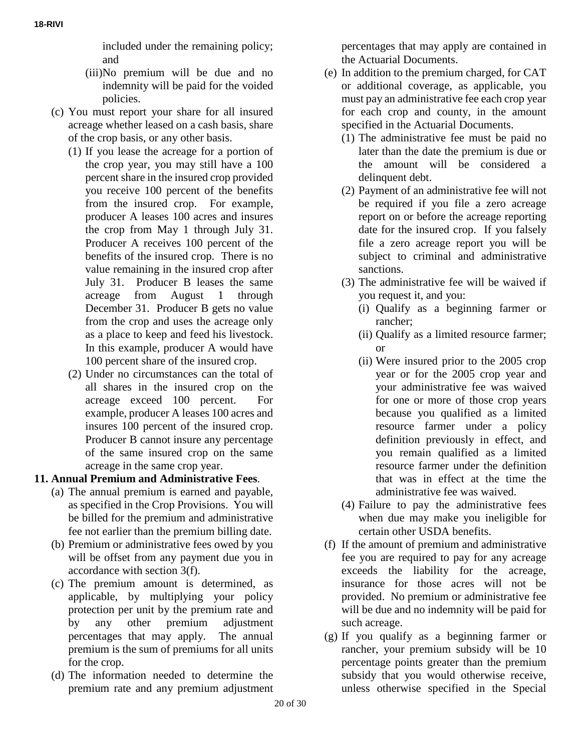included under the remaining policy; and

(iii) No premium will be due and no indemnity will be paid for the voided policies.

(c) You must report your share for all insured acreage whether leased on a cash basis, share of the crop basis, or any other basis.

(1) If you lease the acreage for a portion of the crop year, you may still have a 100 percent share in the insured crop provided you receive 100 percent of the benefits from the insured crop. For example, producer A leases 100 acres and insures the crop from May 1 through July 31. Producer A receives 100 percent of the benefits of the insured crop. There is no value remaining in the insured crop after July 31. Producer B leases the same acreage from August 1 through December 31. Producer B gets no value from the crop and uses the acreage only as a place to keep and feed his livestock. In this example, producer A would have 100 percent share of the insured crop.

(2) Under no circumstances can the total of all shares in the insured crop on the acreage exceed 100 percent. For example, producer A leases 100 acres and insures 100 percent of the insured crop. Producer B cannot insure any percentage of the same insured crop on the same acreage in the same crop year.

**11. Annual Premium and Administrative Fees**.

(a) The annual premium is earned and payable, as specified in the Crop Provisions. You will be billed for the premium and administrative fee not earlier than the premium billing date.

(b) Premium or administrative fees owed by you will be offset from any payment due you in accordance with section 3(f).

(c) The premium amount is determined, as applicable, by multiplying your policy protection per unit by the premium rate and by any other premium adjustment percentages that may apply. The annual premium is the sum of premiums for all units for the crop.

(d) The information needed to determine the premium rate and any premium adjustment percentages that may apply are contained in the Actuarial Documents.

(e) In addition to the premium charged, for CAT or additional coverage, as applicable, you must pay an administrative fee each crop year for each crop and county, in the amount specified in the Actuarial Documents.

(1) The administrative fee must be paid no later than the date the premium is due or the amount will be considered a delinquent debt.

(2) Payment of an administrative fee will not be required if you file a zero acreage report on or before the acreage reporting date for the insured crop. If you falsely file a zero acreage report you will be subject to criminal and administrative sanctions.

(3) The administrative fee will be waived if you request it, and you:

(i) Qualify as a beginning farmer or rancher;

(ii) Qualify as a limited resource farmer; or

(ii) Were insured prior to the 2005 crop year or for the 2005 crop year and your administrative fee was waived for one or more of those crop years because you qualified as a limited resource farmer under a policy definition previously in effect, and you remain qualified as a limited resource farmer under the definition that was in effect at the time the administrative fee was waived.

(4) Failure to pay the administrative fees when due may make you ineligible for certain other USDA benefits.

(f) If the amount of premium and administrative fee you are required to pay for any acreage exceeds the liability for the acreage, insurance for those acres will not be provided. No premium or administrative fee will be due and no indemnity will be paid for such acreage.

(g) If you qualify as a beginning farmer or rancher, your premium subsidy will be 10 percentage points greater than the premium subsidy that you would otherwise receive, unless otherwise specified in the Special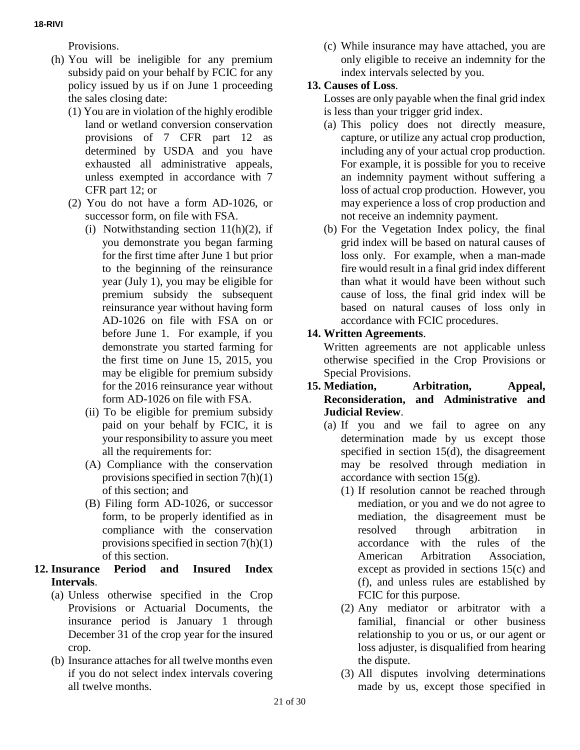Provisions.

(h) You will be ineligible for any premium subsidy paid on your behalf by FCIC for any policy issued by us if on June 1 proceeding the sales closing date:

(1) You are in violation of the highly erodible land or wetland conversion conservation provisions of 7 CFR part 12 as determined by USDA and you have exhausted all administrative appeals, unless exempted in accordance with 7 CFR part 12; or

(2) You do not have a form AD-1026, or successor form, on file with FSA.

(i) Notwithstanding section 11(h)(2), if you demonstrate you began farming for the first time after June 1 but prior to the beginning of the reinsurance year (July 1), you may be eligible for premium subsidy the subsequent reinsurance year without having form AD-1026 on file with FSA on or before June 1. For example, if you demonstrate you started farming for the first time on June 15, 2015, you may be eligible for premium subsidy for the 2016 reinsurance year without form AD-1026 on file with FSA.

(ii) To be eligible for premium subsidy paid on your behalf by FCIC, it is your responsibility to assure you meet all the requirements for:

(A) Compliance with the conservation provisions specified in section 7(h)(1) of this section; and

(B) Filing form AD-1026, or successor form, to be properly identified as in compliance with the conservation provisions specified in section 7(h)(1) of this section.

**12. Insurance Period and Insured Index Intervals**.

(a) Unless otherwise specified in the Crop Provisions or Actuarial Documents, the insurance period is January 1 through December 31 of the crop year for the insured crop.

(b) Insurance attaches for all twelve months even if you do not select index intervals covering all twelve months.

(c) While insurance may have attached, you are only eligible to receive an indemnity for the index intervals selected by you.

**13. Causes of Loss**.

Losses are only payable when the final grid index is less than your trigger grid index.

(a) This policy does not directly measure, capture, or utilize any actual crop production, including any of your actual crop production. For example, it is possible for you to receive an indemnity payment without suffering a loss of actual crop production. However, you may experience a loss of crop production and not receive an indemnity payment.

(b) For the Vegetation Index policy, the final grid index will be based on natural causes of loss only. For example, when a man-made fire would result in a final grid index different than what it would have been without such cause of loss, the final grid index will be based on natural causes of loss only in accordance with FCIC procedures.

**14. Written Agreements**.

Written agreements are not applicable unless otherwise specified in the Crop Provisions or Special Provisions.

**15. Mediation, Arbitration, Appeal, Reconsideration, and Administrative and Judicial Review**.

(a) If you and we fail to agree on any determination made by us except those specified in section 15(d), the disagreement may be resolved through mediation in accordance with section 15(g).

(1) If resolution cannot be reached through mediation, or you and we do not agree to mediation, the disagreement must be resolved through arbitration in accordance with the rules of the American Arbitration Association, except as provided in sections 15(c) and (f), and unless rules are established by FCIC for this purpose.

(2) Any mediator or arbitrator with a familial, financial or other business relationship to you or us, or our agent or loss adjuster, is disqualified from hearing the dispute.

(3) All disputes involving determinations made by us, except those specified in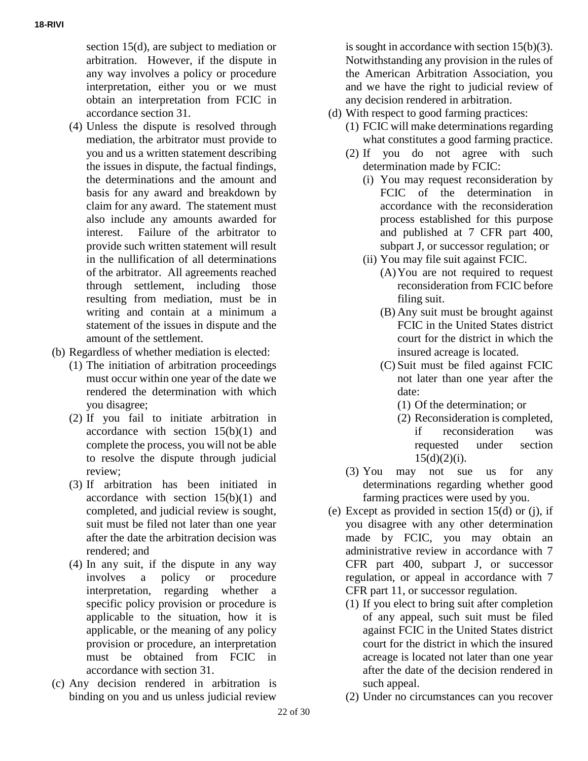section 15(d), are subject to mediation or arbitration. However, if the dispute in any way involves a policy or procedure interpretation, either you or we must obtain an interpretation from FCIC in accordance section 31.

(4) Unless the dispute is resolved through mediation, the arbitrator must provide to you and us a written statement describing the issues in dispute, the factual findings, the determinations and the amount and basis for any award and breakdown by claim for any award. The statement must also include any amounts awarded for interest. Failure of the arbitrator to provide such written statement will result in the nullification of all determinations of the arbitrator. All agreements reached through settlement, including those resulting from mediation, must be in writing and contain at a minimum a statement of the issues in dispute and the amount of the settlement.

(b) Regardless of whether mediation is elected:

(1) The initiation of arbitration proceedings must occur within one year of the date we rendered the determination with which you disagree;

(2) If you fail to initiate arbitration in accordance with section 15(b)(1) and complete the process, you will not be able to resolve the dispute through judicial review;

(3) If arbitration has been initiated in accordance with section 15(b)(1) and completed, and judicial review is sought, suit must be filed not later than one year after the date the arbitration decision was rendered; and

(4) In any suit, if the dispute in any way involves a policy or procedure interpretation, regarding whether a specific policy provision or procedure is applicable to the situation, how it is applicable, or the meaning of any policy provision or procedure, an interpretation must be obtained from FCIC in accordance with section 31.

(c) Any decision rendered in arbitration is binding on you and us unless judicial review is sought in accordance with section 15(b)(3). Notwithstanding any provision in the rules of the American Arbitration Association, you and we have the right to judicial review of any decision rendered in arbitration.

(d) With respect to good farming practices:

(1) FCIC will make determinations regarding what constitutes a good farming practice.

(2) If you do not agree with such determination made by FCIC:

(i) You may request reconsideration by FCIC of the determination in accordance with the reconsideration process established for this purpose and published at 7 CFR part 400, subpart J, or successor regulation; or

(ii) You may file suit against FCIC.

(A) You are not required to request reconsideration from FCIC before filing suit.

(B) Any suit must be brought against FCIC in the United States district court for the district in which the insured acreage is located.

(C) Suit must be filed against FCIC not later than one year after the date:

(1) Of the determination; or

(2) Reconsideration is completed, if reconsideration was requested under section 15(d)(2)(i).

(3) You may not sue us for any determinations regarding whether good farming practices were used by you.

(e) Except as provided in section 15(d) or (j), if you disagree with any other determination made by FCIC, you may obtain an administrative review in accordance with 7 CFR part 400, subpart J, or successor regulation, or appeal in accordance with 7 CFR part 11, or successor regulation.

(1) If you elect to bring suit after completion of any appeal, such suit must be filed against FCIC in the United States district court for the district in which the insured acreage is located not later than one year after the date of the decision rendered in such appeal.

(2) Under no circumstances can you recover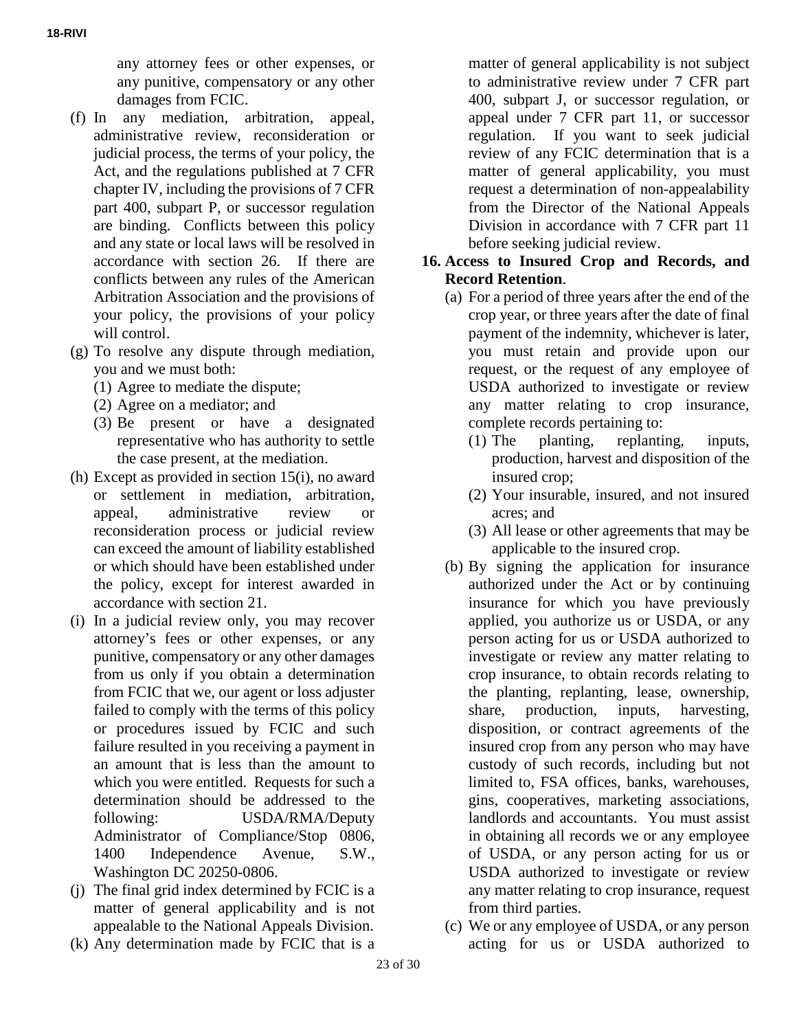any attorney fees or other expenses, or any punitive, compensatory or any other damages from FCIC.

(f) In any mediation, arbitration, appeal, administrative review, reconsideration or judicial process, the terms of your policy, the Act, and the regulations published at 7 CFR chapter IV, including the provisions of 7 CFR part 400, subpart P, or successor regulation are binding. Conflicts between this policy and any state or local laws will be resolved in accordance with section 26. If there are conflicts between any rules of the American Arbitration Association and the provisions of your policy, the provisions of your policy will control.

(g) To resolve any dispute through mediation, you and we must both:
   (1) Agree to mediate the dispute;
   (2) Agree on a mediator; and
   (3) Be present or have a designated representative who has authority to settle the case present, at the mediation.

(h) Except as provided in section 15(i), no award or settlement in mediation, arbitration, appeal, administrative review or reconsideration process or judicial review can exceed the amount of liability established or which should have been established under the policy, except for interest awarded in accordance with section 21.

(i) In a judicial review only, you may recover attorney's fees or other expenses, or any punitive, compensatory or any other damages from us only if you obtain a determination from FCIC that we, our agent or loss adjuster failed to comply with the terms of this policy or procedures issued by FCIC and such failure resulted in you receiving a payment in an amount that is less than the amount to which you were entitled. Requests for such a determination should be addressed to the following: USDA/RMA/Deputy Administrator of Compliance/Stop 0806, 1400 Independence Avenue, S.W., Washington DC 20250-0806.

(j) The final grid index determined by FCIC is a matter of general applicability and is not appealable to the National Appeals Division.

(k) Any determination made by FCIC that is a matter of general applicability is not subject to administrative review under 7 CFR part 400, subpart J, or successor regulation, or appeal under 7 CFR part 11, or successor regulation. If you want to seek judicial review of any FCIC determination that is a matter of general applicability, you must request a determination of non-appealability from the Director of the National Appeals Division in accordance with 7 CFR part 11 before seeking judicial review.

**16. Access to Insured Crop and Records, and Record Retention**.

(a) For a period of three years after the end of the crop year, or three years after the date of final payment of the indemnity, whichever is later, you must retain and provide upon our request, or the request of any employee of USDA authorized to investigate or review any matter relating to crop insurance, complete records pertaining to:
   (1) The planting, replanting, inputs, production, harvest and disposition of the insured crop;
   (2) Your insurable, insured, and not insured acres; and
   (3) All lease or other agreements that may be applicable to the insured crop.

(b) By signing the application for insurance authorized under the Act or by continuing insurance for which you have previously applied, you authorize us or USDA, or any person acting for us or USDA authorized to investigate or review any matter relating to crop insurance, to obtain records relating to the planting, replanting, lease, ownership, share, production, inputs, harvesting, disposition, or contract agreements of the insured crop from any person who may have custody of such records, including but not limited to, FSA offices, banks, warehouses, gins, cooperatives, marketing associations, landlords and accountants. You must assist in obtaining all records we or any employee of USDA, or any person acting for us or USDA authorized to investigate or review any matter relating to crop insurance, request from third parties.

(c) We or any employee of USDA, or any person acting for us or USDA authorized to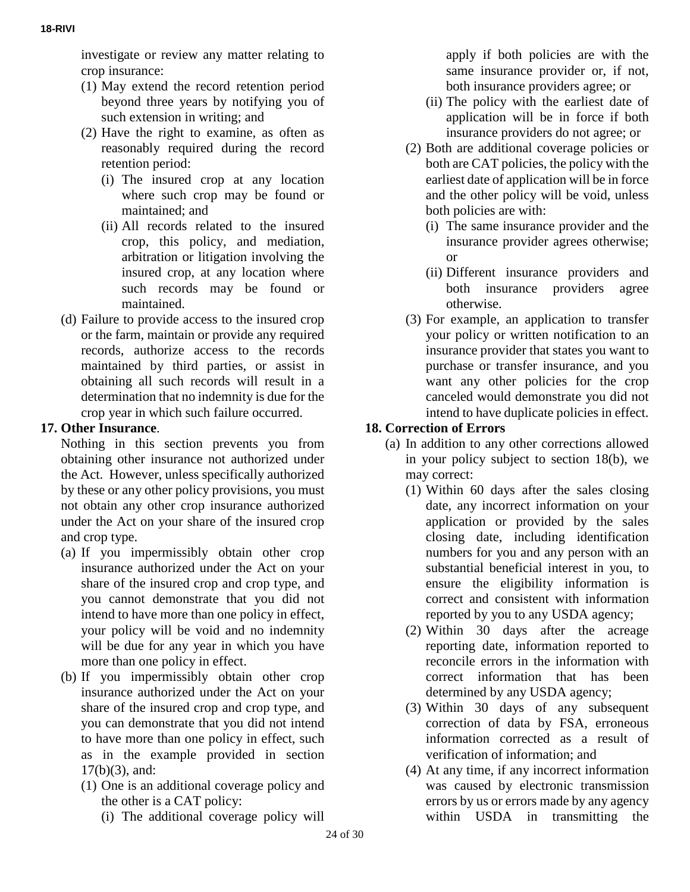investigate or review any matter relating to crop insurance:

(1) May extend the record retention period beyond three years by notifying you of such extension in writing; and

(2) Have the right to examine, as often as reasonably required during the record retention period:

(i) The insured crop at any location where such crop may be found or maintained; and

(ii) All records related to the insured crop, this policy, and mediation, arbitration or litigation involving the insured crop, at any location where such records may be found or maintained.

(d) Failure to provide access to the insured crop or the farm, maintain or provide any required records, authorize access to the records maintained by third parties, or assist in obtaining all such records will result in a determination that no indemnity is due for the crop year in which such failure occurred.

**17. Other Insurance**.

Nothing in this section prevents you from obtaining other insurance not authorized under the Act. However, unless specifically authorized by these or any other policy provisions, you must not obtain any other crop insurance authorized under the Act on your share of the insured crop and crop type.

(a) If you impermissibly obtain other crop insurance authorized under the Act on your share of the insured crop and crop type, and you cannot demonstrate that you did not intend to have more than one policy in effect, your policy will be void and no indemnity will be due for any year in which you have more than one policy in effect.

(b) If you impermissibly obtain other crop insurance authorized under the Act on your share of the insured crop and crop type, and you can demonstrate that you did not intend to have more than one policy in effect, such as in the example provided in section 17(b)(3), and:

(1) One is an additional coverage policy and the other is a CAT policy:

(i) The additional coverage policy will apply if both policies are with the same insurance provider or, if not, both insurance providers agree; or

(ii) The policy with the earliest date of application will be in force if both insurance providers do not agree; or

(2) Both are additional coverage policies or both are CAT policies, the policy with the earliest date of application will be in force and the other policy will be void, unless both policies are with:

(i) The same insurance provider and the insurance provider agrees otherwise; or

(ii) Different insurance providers and both insurance providers agree otherwise.

(3) For example, an application to transfer your policy or written notification to an insurance provider that states you want to purchase or transfer insurance, and you want any other policies for the crop canceled would demonstrate you did not intend to have duplicate policies in effect.

**18. Correction of Errors**

(a) In addition to any other corrections allowed in your policy subject to section 18(b), we may correct:

(1) Within 60 days after the sales closing date, any incorrect information on your application or provided by the sales closing date, including identification numbers for you and any person with an substantial beneficial interest in you, to ensure the eligibility information is correct and consistent with information reported by you to any USDA agency;

(2) Within 30 days after the acreage reporting date, information reported to reconcile errors in the information with correct information that has been determined by any USDA agency;

(3) Within 30 days of any subsequent correction of data by FSA, erroneous information corrected as a result of verification of information; and

(4) At any time, if any incorrect information was caused by electronic transmission errors by us or errors made by any agency within USDA in transmitting the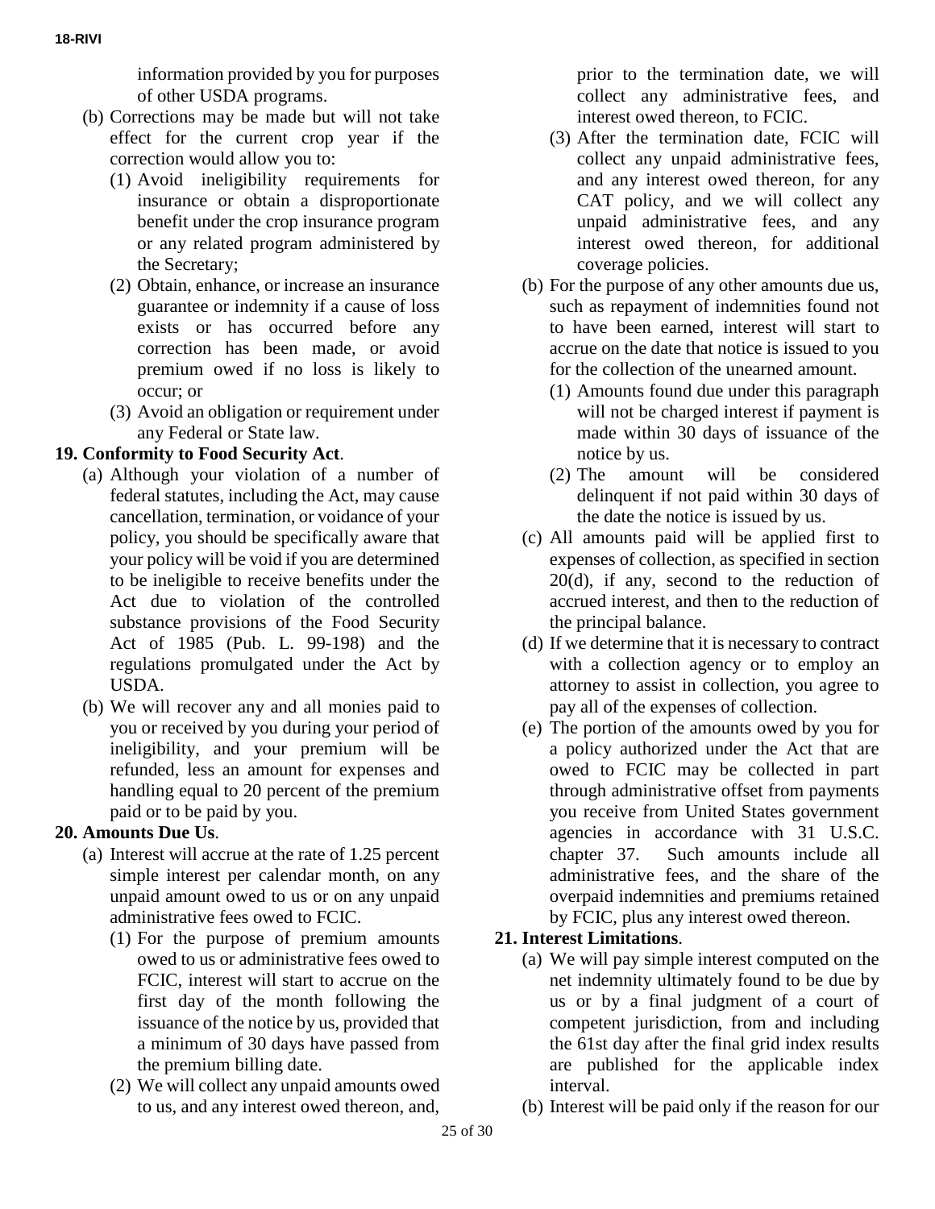information provided by you for purposes of other USDA programs.

(b) Corrections may be made but will not take effect for the current crop year if the correction would allow you to:

(1) Avoid ineligibility requirements for insurance or obtain a disproportionate benefit under the crop insurance program or any related program administered by the Secretary;

(2) Obtain, enhance, or increase an insurance guarantee or indemnity if a cause of loss exists or has occurred before any correction has been made, or avoid premium owed if no loss is likely to occur; or

(3) Avoid an obligation or requirement under any Federal or State law.

**19. Conformity to Food Security Act**.

(a) Although your violation of a number of federal statutes, including the Act, may cause cancellation, termination, or voidance of your policy, you should be specifically aware that your policy will be void if you are determined to be ineligible to receive benefits under the Act due to violation of the controlled substance provisions of the Food Security Act of 1985 (Pub. L. 99-198) and the regulations promulgated under the Act by USDA.

(b) We will recover any and all monies paid to you or received by you during your period of ineligibility, and your premium will be refunded, less an amount for expenses and handling equal to 20 percent of the premium paid or to be paid by you.

**20. Amounts Due Us**.

(a) Interest will accrue at the rate of 1.25 percent simple interest per calendar month, on any unpaid amount owed to us or on any unpaid administrative fees owed to FCIC.

(1) For the purpose of premium amounts owed to us or administrative fees owed to FCIC, interest will start to accrue on the first day of the month following the issuance of the notice by us, provided that a minimum of 30 days have passed from the premium billing date.

(2) We will collect any unpaid amounts owed to us, and any interest owed thereon, and, prior to the termination date, we will collect any administrative fees, and interest owed thereon, to FCIC.

(3) After the termination date, FCIC will collect any unpaid administrative fees, and any interest owed thereon, for any CAT policy, and we will collect any unpaid administrative fees, and any interest owed thereon, for additional coverage policies.

(b) For the purpose of any other amounts due us, such as repayment of indemnities found not to have been earned, interest will start to accrue on the date that notice is issued to you for the collection of the unearned amount.

(1) Amounts found due under this paragraph will not be charged interest if payment is made within 30 days of issuance of the notice by us.

(2) The amount will be considered delinquent if not paid within 30 days of the date the notice is issued by us.

(c) All amounts paid will be applied first to expenses of collection, as specified in section 20(d), if any, second to the reduction of accrued interest, and then to the reduction of the principal balance.

(d) If we determine that it is necessary to contract with a collection agency or to employ an attorney to assist in collection, you agree to pay all of the expenses of collection.

(e) The portion of the amounts owed by you for a policy authorized under the Act that are owed to FCIC may be collected in part through administrative offset from payments you receive from United States government agencies in accordance with 31 U.S.C. chapter 37. Such amounts include all administrative fees, and the share of the overpaid indemnities and premiums retained by FCIC, plus any interest owed thereon.

**21. Interest Limitations**.

(a) We will pay simple interest computed on the net indemnity ultimately found to be due by us or by a final judgment of a court of competent jurisdiction, from and including the 61st day after the final grid index results are published for the applicable index interval.

(b) Interest will be paid only if the reason for our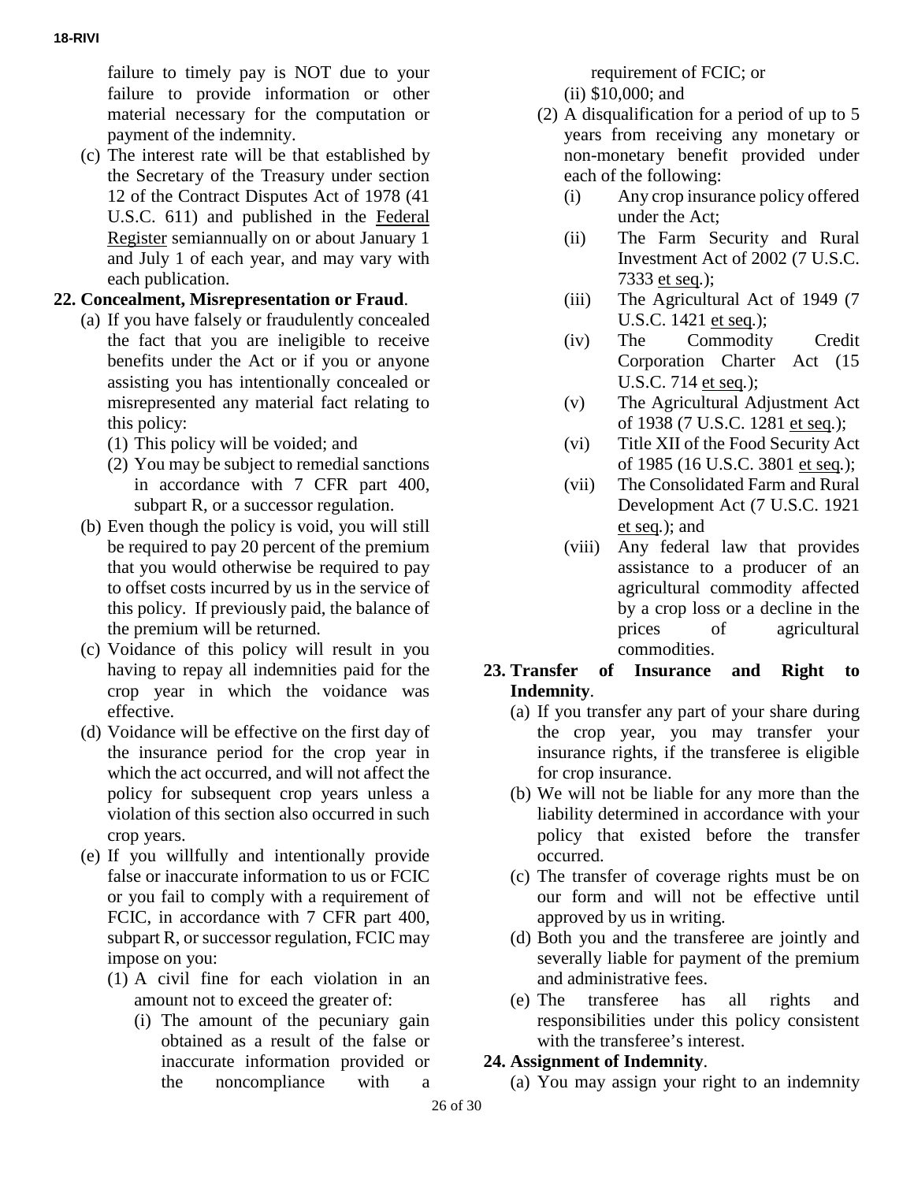failure to timely pay is NOT due to your failure to provide information or other material necessary for the computation or payment of the indemnity.

(c) The interest rate will be that established by the Secretary of the Treasury under section 12 of the Contract Disputes Act of 1978 (41 U.S.C. 611) and published in the Federal Register semiannually on or about January 1 and July 1 of each year, and may vary with each publication.

**22. Concealment, Misrepresentation or Fraud**.

(a) If you have falsely or fraudulently concealed the fact that you are ineligible to receive benefits under the Act or if you or anyone assisting you has intentionally concealed or misrepresented any material fact relating to this policy:

(1) This policy will be voided; and

(2) You may be subject to remedial sanctions in accordance with 7 CFR part 400, subpart R, or a successor regulation.

(b) Even though the policy is void, you will still be required to pay 20 percent of the premium that you would otherwise be required to pay to offset costs incurred by us in the service of this policy. If previously paid, the balance of the premium will be returned.

(c) Voidance of this policy will result in you having to repay all indemnities paid for the crop year in which the voidance was effective.

(d) Voidance will be effective on the first day of the insurance period for the crop year in which the act occurred, and will not affect the policy for subsequent crop years unless a violation of this section also occurred in such crop years.

(e) If you willfully and intentionally provide false or inaccurate information to us or FCIC or you fail to comply with a requirement of FCIC, in accordance with 7 CFR part 400, subpart R, or successor regulation, FCIC may impose on you:

(1) A civil fine for each violation in an amount not to exceed the greater of:

(i) The amount of the pecuniary gain obtained as a result of the false or inaccurate information provided or the noncompliance with a requirement of FCIC; or

(ii) $10,000; and

(2) A disqualification for a period of up to 5 years from receiving any monetary or non-monetary benefit provided under each of the following:

(i) Any crop insurance policy offered under the Act;

(ii) The Farm Security and Rural Investment Act of 2002 (7 U.S.C. 7333 et seq.);

(iii) The Agricultural Act of 1949 (7 U.S.C. 1421 et seq.);

(iv) The Commodity Credit Corporation Charter Act (15 U.S.C. 714 et seq.);

(v) The Agricultural Adjustment Act of 1938 (7 U.S.C. 1281 et seq.);

(vi) Title XII of the Food Security Act of 1985 (16 U.S.C. 3801 et seq.);

(vii) The Consolidated Farm and Rural Development Act (7 U.S.C. 1921 et seq.); and

(viii) Any federal law that provides assistance to a producer of an agricultural commodity affected by a crop loss or a decline in the prices of agricultural commodities.

**23. Transfer of Insurance and Right to Indemnity**.

(a) If you transfer any part of your share during the crop year, you may transfer your insurance rights, if the transferee is eligible for crop insurance.

(b) We will not be liable for any more than the liability determined in accordance with your policy that existed before the transfer occurred.

(c) The transfer of coverage rights must be on our form and will not be effective until approved by us in writing.

(d) Both you and the transferee are jointly and severally liable for payment of the premium and administrative fees.

(e) The transferee has all rights and responsibilities under this policy consistent with the transferee's interest.

**24. Assignment of Indemnity**.

(a) You may assign your right to an indemnity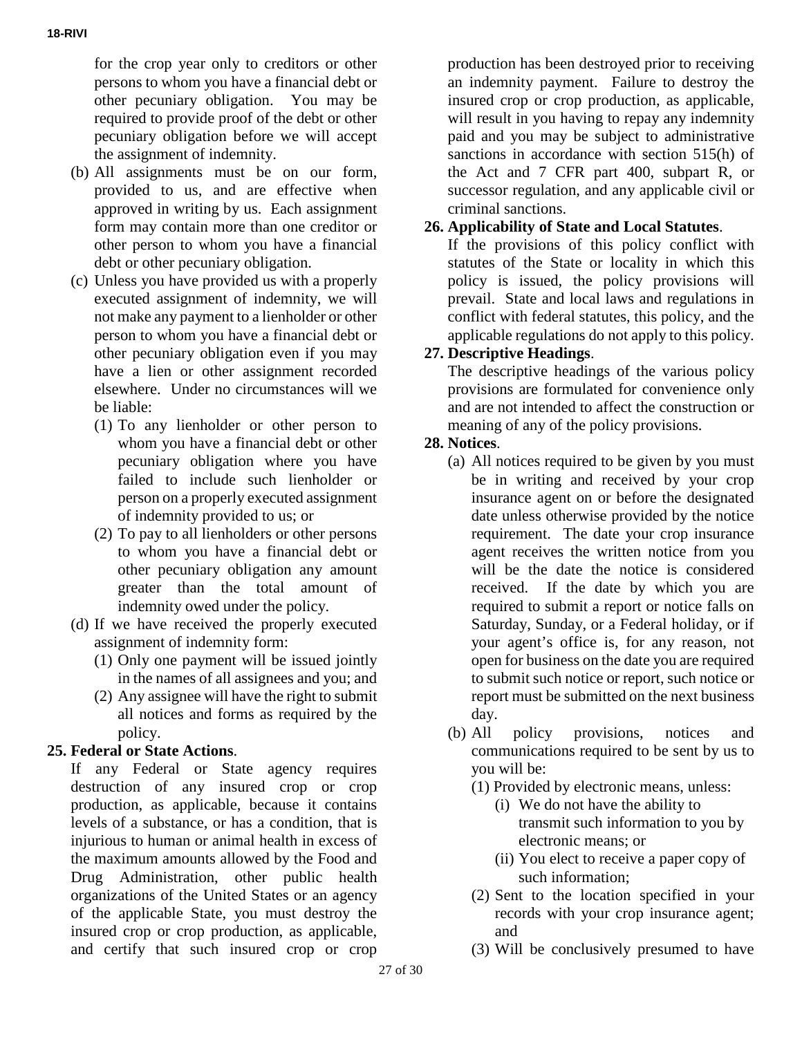for the crop year only to creditors or other persons to whom you have a financial debt or other pecuniary obligation. You may be required to provide proof of the debt or other pecuniary obligation before we will accept the assignment of indemnity.

(b) All assignments must be on our form, provided to us, and are effective when approved in writing by us. Each assignment form may contain more than one creditor or other person to whom you have a financial debt or other pecuniary obligation.

(c) Unless you have provided us with a properly executed assignment of indemnity, we will not make any payment to a lienholder or other person to whom you have a financial debt or other pecuniary obligation even if you may have a lien or other assignment recorded elsewhere. Under no circumstances will we be liable:

  (1) To any lienholder or other person to whom you have a financial debt or other pecuniary obligation where you have failed to include such lienholder or person on a properly executed assignment of indemnity provided to us; or

  (2) To pay to all lienholders or other persons to whom you have a financial debt or other pecuniary obligation any amount greater than the total amount of indemnity owed under the policy.

(d) If we have received the properly executed assignment of indemnity form:

  (1) Only one payment will be issued jointly in the names of all assignees and you; and

  (2) Any assignee will have the right to submit all notices and forms as required by the policy.

**25. Federal or State Actions**.

If any Federal or State agency requires destruction of any insured crop or crop production, as applicable, because it contains levels of a substance, or has a condition, that is injurious to human or animal health in excess of the maximum amounts allowed by the Food and Drug Administration, other public health organizations of the United States or an agency of the applicable State, you must destroy the insured crop or crop production, as applicable, and certify that such insured crop or crop production has been destroyed prior to receiving an indemnity payment. Failure to destroy the insured crop or crop production, as applicable, will result in you having to repay any indemnity paid and you may be subject to administrative sanctions in accordance with section 515(h) of the Act and 7 CFR part 400, subpart R, or successor regulation, and any applicable civil or criminal sanctions.

**26. Applicability of State and Local Statutes**.

If the provisions of this policy conflict with statutes of the State or locality in which this policy is issued, the policy provisions will prevail. State and local laws and regulations in conflict with federal statutes, this policy, and the applicable regulations do not apply to this policy.

**27. Descriptive Headings**.

The descriptive headings of the various policy provisions are formulated for convenience only and are not intended to affect the construction or meaning of any of the policy provisions.

**28. Notices**.

(a) All notices required to be given by you must be in writing and received by your crop insurance agent on or before the designated date unless otherwise provided by the notice requirement. The date your crop insurance agent receives the written notice from you will be the date the notice is considered received. If the date by which you are required to submit a report or notice falls on Saturday, Sunday, or a Federal holiday, or if your agent's office is, for any reason, not open for business on the date you are required to submit such notice or report, such notice or report must be submitted on the next business day.

(b) All policy provisions, notices and communications required to be sent by us to you will be:

  (1) Provided by electronic means, unless:

    (i) We do not have the ability to transmit such information to you by electronic means; or

    (ii) You elect to receive a paper copy of such information;

  (2) Sent to the location specified in your records with your crop insurance agent; and

  (3) Will be conclusively presumed to have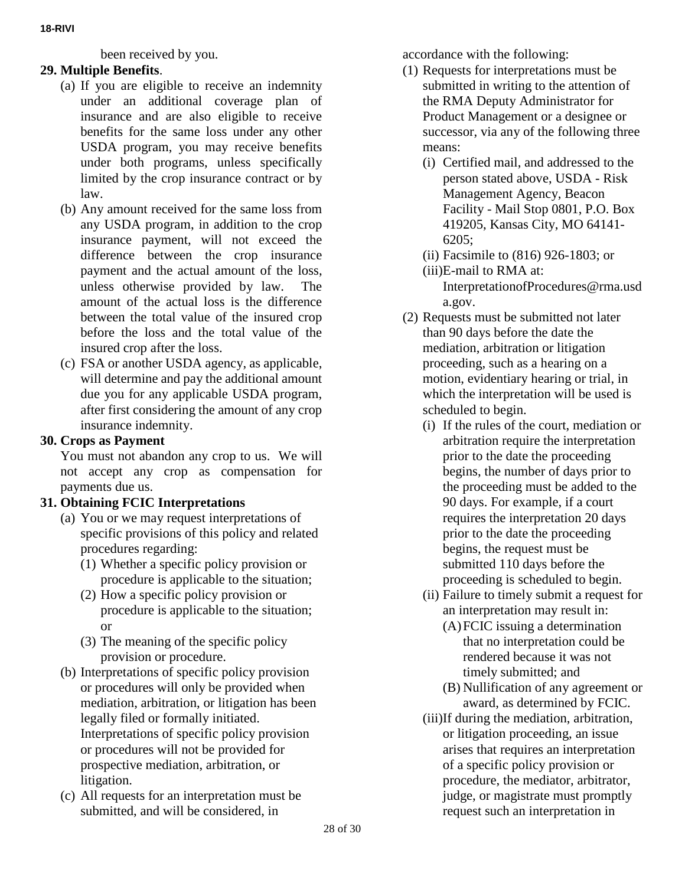been received by you.

**29. Multiple Benefits**.

(a) If you are eligible to receive an indemnity under an additional coverage plan of insurance and are also eligible to receive benefits for the same loss under any other USDA program, you may receive benefits under both programs, unless specifically limited by the crop insurance contract or by law.

(b) Any amount received for the same loss from any USDA program, in addition to the crop insurance payment, will not exceed the difference between the crop insurance payment and the actual amount of the loss, unless otherwise provided by law. The amount of the actual loss is the difference between the total value of the insured crop before the loss and the total value of the insured crop after the loss.

(c) FSA or another USDA agency, as applicable, will determine and pay the additional amount due you for any applicable USDA program, after first considering the amount of any crop insurance indemnity.

**30. Crops as Payment**

You must not abandon any crop to us. We will not accept any crop as compensation for payments due us.

**31. Obtaining FCIC Interpretations**

(a) You or we may request interpretations of specific provisions of this policy and related procedures regarding:

  (1) Whether a specific policy provision or procedure is applicable to the situation;

  (2) How a specific policy provision or procedure is applicable to the situation; or

  (3) The meaning of the specific policy provision or procedure.

(b) Interpretations of specific policy provision or procedures will only be provided when mediation, arbitration, or litigation has been legally filed or formally initiated. Interpretations of specific policy provision or procedures will not be provided for prospective mediation, arbitration, or litigation.

(c) All requests for an interpretation must be submitted, and will be considered, in accordance with the following:

  (1) Requests for interpretations must be submitted in writing to the attention of the RMA Deputy Administrator for Product Management or a designee or successor, via any of the following three means:

    (i) Certified mail, and addressed to the person stated above, USDA - Risk Management Agency, Beacon Facility - Mail Stop 0801, P.O. Box 419205, Kansas City, MO 64141-6205;

    (ii) Facsimile to (816) 926-1803; or

    (iii) E-mail to RMA at: InterpretationofProcedures@rma.usda.gov.

  (2) Requests must be submitted not later than 90 days before the date the mediation, arbitration or litigation proceeding, such as a hearing on a motion, evidentiary hearing or trial, in which the interpretation will be used is scheduled to begin.

    (i) If the rules of the court, mediation or arbitration require the interpretation prior to the date the proceeding begins, the number of days prior to the proceeding must be added to the 90 days. For example, if a court requires the interpretation 20 days prior to the date the proceeding begins, the request must be submitted 110 days before the proceeding is scheduled to begin.

    (ii) Failure to timely submit a request for an interpretation may result in:

      (A) FCIC issuing a determination that no interpretation could be rendered because it was not timely submitted; and

      (B) Nullification of any agreement or award, as determined by FCIC.

    (iii) If during the mediation, arbitration, or litigation proceeding, an issue arises that requires an interpretation of a specific policy provision or procedure, the mediator, arbitrator, judge, or magistrate must promptly request such an interpretation in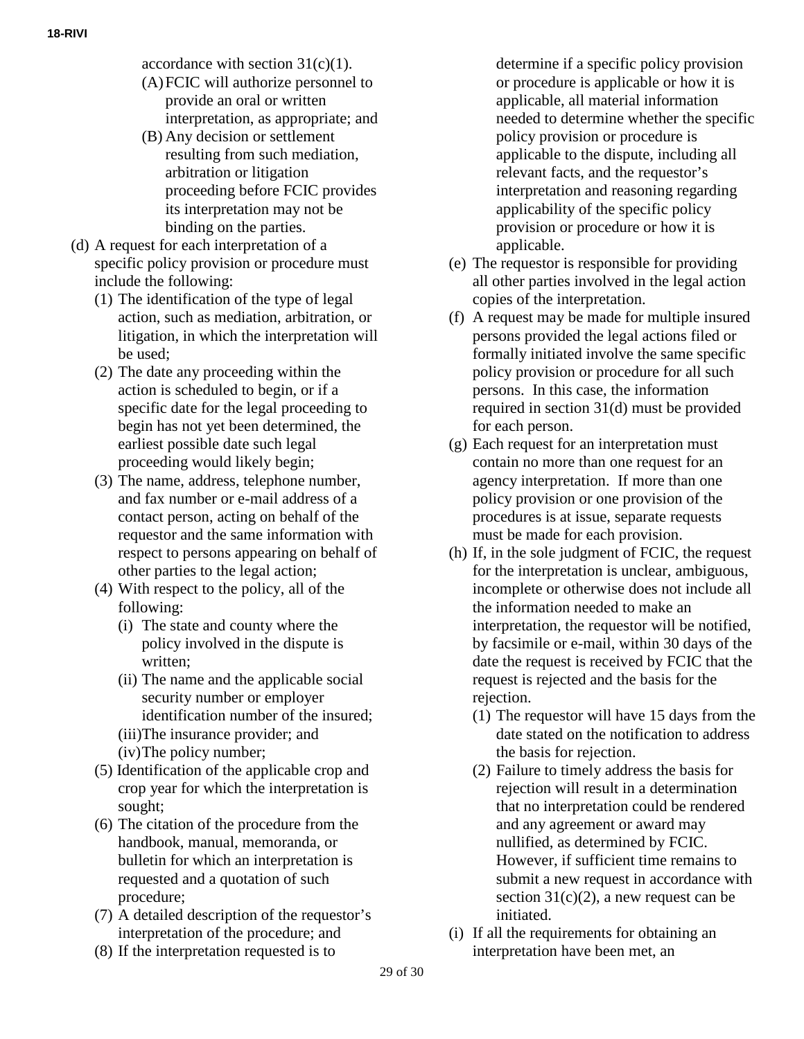accordance with section 31(c)(1).

(A) FCIC will authorize personnel to provide an oral or written interpretation, as appropriate; and

(B) Any decision or settlement resulting from such mediation, arbitration or litigation proceeding before FCIC provides its interpretation may not be binding on the parties.

(d) A request for each interpretation of a specific policy provision or procedure must include the following:

(1) The identification of the type of legal action, such as mediation, arbitration, or litigation, in which the interpretation will be used;

(2) The date any proceeding within the action is scheduled to begin, or if a specific date for the legal proceeding to begin has not yet been determined, the earliest possible date such legal proceeding would likely begin;

(3) The name, address, telephone number, and fax number or e-mail address of a contact person, acting on behalf of the requestor and the same information with respect to persons appearing on behalf of other parties to the legal action;

(4) With respect to the policy, all of the following:

(i) The state and county where the policy involved in the dispute is written;

(ii) The name and the applicable social security number or employer identification number of the insured;

(iii) The insurance provider; and

(iv) The policy number;

(5) Identification of the applicable crop and crop year for which the interpretation is sought;

(6) The citation of the procedure from the handbook, manual, memoranda, or bulletin for which an interpretation is requested and a quotation of such procedure;

(7) A detailed description of the requestor's interpretation of the procedure; and

(8) If the interpretation requested is to determine if a specific policy provision or procedure is applicable or how it is applicable, all material information needed to determine whether the specific policy provision or procedure is applicable to the dispute, including all relevant facts, and the requestor's interpretation and reasoning regarding applicability of the specific policy provision or procedure or how it is applicable.

(e) The requestor is responsible for providing all other parties involved in the legal action copies of the interpretation.

(f) A request may be made for multiple insured persons provided the legal actions filed or formally initiated involve the same specific policy provision or procedure for all such persons. In this case, the information required in section 31(d) must be provided for each person.

(g) Each request for an interpretation must contain no more than one request for an agency interpretation. If more than one policy provision or one provision of the procedures is at issue, separate requests must be made for each provision.

(h) If, in the sole judgment of FCIC, the request for the interpretation is unclear, ambiguous, incomplete or otherwise does not include all the information needed to make an interpretation, the requestor will be notified, by facsimile or e-mail, within 30 days of the date the request is received by FCIC that the request is rejected and the basis for the rejection.

(1) The requestor will have 15 days from the date stated on the notification to address the basis for rejection.

(2) Failure to timely address the basis for rejection will result in a determination that no interpretation could be rendered and any agreement or award may nullified, as determined by FCIC. However, if sufficient time remains to submit a new request in accordance with section 31(c)(2), a new request can be initiated.

(i) If all the requirements for obtaining an interpretation have been met, an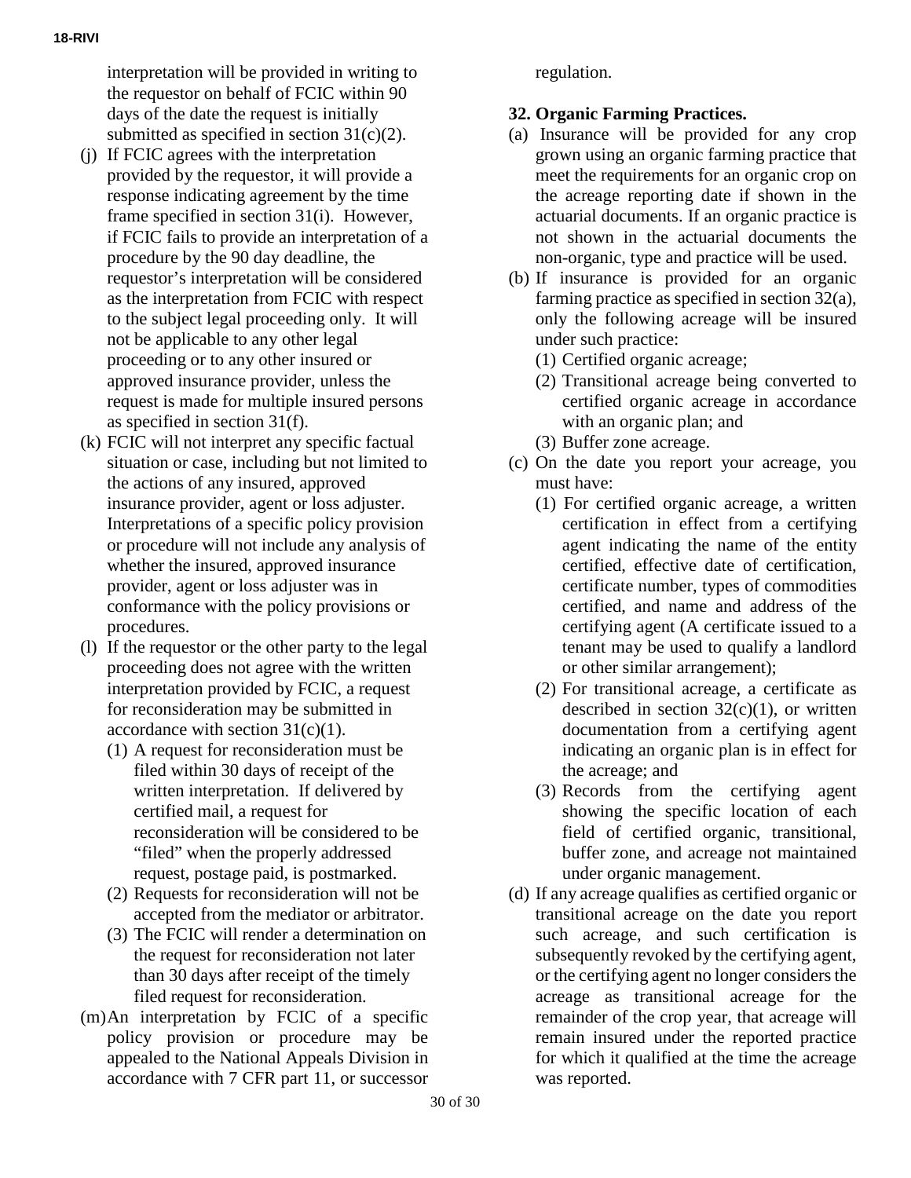interpretation will be provided in writing to the requestor on behalf of FCIC within 90 days of the date the request is initially submitted as specified in section 31(c)(2).

(j) If FCIC agrees with the interpretation provided by the requestor, it will provide a response indicating agreement by the time frame specified in section 31(i). However, if FCIC fails to provide an interpretation of a procedure by the 90 day deadline, the requestor's interpretation will be considered as the interpretation from FCIC with respect to the subject legal proceeding only. It will not be applicable to any other legal proceeding or to any other insured or approved insurance provider, unless the request is made for multiple insured persons as specified in section 31(f).

(k) FCIC will not interpret any specific factual situation or case, including but not limited to the actions of any insured, approved insurance provider, agent or loss adjuster. Interpretations of a specific policy provision or procedure will not include any analysis of whether the insured, approved insurance provider, agent or loss adjuster was in conformance with the policy provisions or procedures.

(l) If the requestor or the other party to the legal proceeding does not agree with the written interpretation provided by FCIC, a request for reconsideration may be submitted in accordance with section 31(c)(1).

 (1) A request for reconsideration must be filed within 30 days of receipt of the written interpretation. If delivered by certified mail, a request for reconsideration will be considered to be "filed" when the properly addressed request, postage paid, is postmarked.
 (2) Requests for reconsideration will not be accepted from the mediator or arbitrator.
 (3) The FCIC will render a determination on the request for reconsideration not later than 30 days after receipt of the timely filed request for reconsideration.

(m) An interpretation by FCIC of a specific policy provision or procedure may be appealed to the National Appeals Division in accordance with 7 CFR part 11, or successor regulation.

## 32. Organic Farming Practices.

(a) Insurance will be provided for any crop grown using an organic farming practice that meet the requirements for an organic crop on the acreage reporting date if shown in the actuarial documents. If an organic practice is not shown in the actuarial documents the non-organic, type and practice will be used.

(b) If insurance is provided for an organic farming practice as specified in section 32(a), only the following acreage will be insured under such practice:

 (1) Certified organic acreage;
 (2) Transitional acreage being converted to certified organic acreage in accordance with an organic plan; and
 (3) Buffer zone acreage.

(c) On the date you report your acreage, you must have:

 (1) For certified organic acreage, a written certification in effect from a certifying agent indicating the name of the entity certified, effective date of certification, certificate number, types of commodities certified, and name and address of the certifying agent (A certificate issued to a tenant may be used to qualify a landlord or other similar arrangement);
 (2) For transitional acreage, a certificate as described in section 32(c)(1), or written documentation from a certifying agent indicating an organic plan is in effect for the acreage; and
 (3) Records from the certifying agent showing the specific location of each field of certified organic, transitional, buffer zone, and acreage not maintained under organic management.

(d) If any acreage qualifies as certified organic or transitional acreage on the date you report such acreage, and such certification is subsequently revoked by the certifying agent, or the certifying agent no longer considers the acreage as transitional acreage for the remainder of the crop year, that acreage will remain insured under the reported practice for which it qualified at the time the acreage was reported.